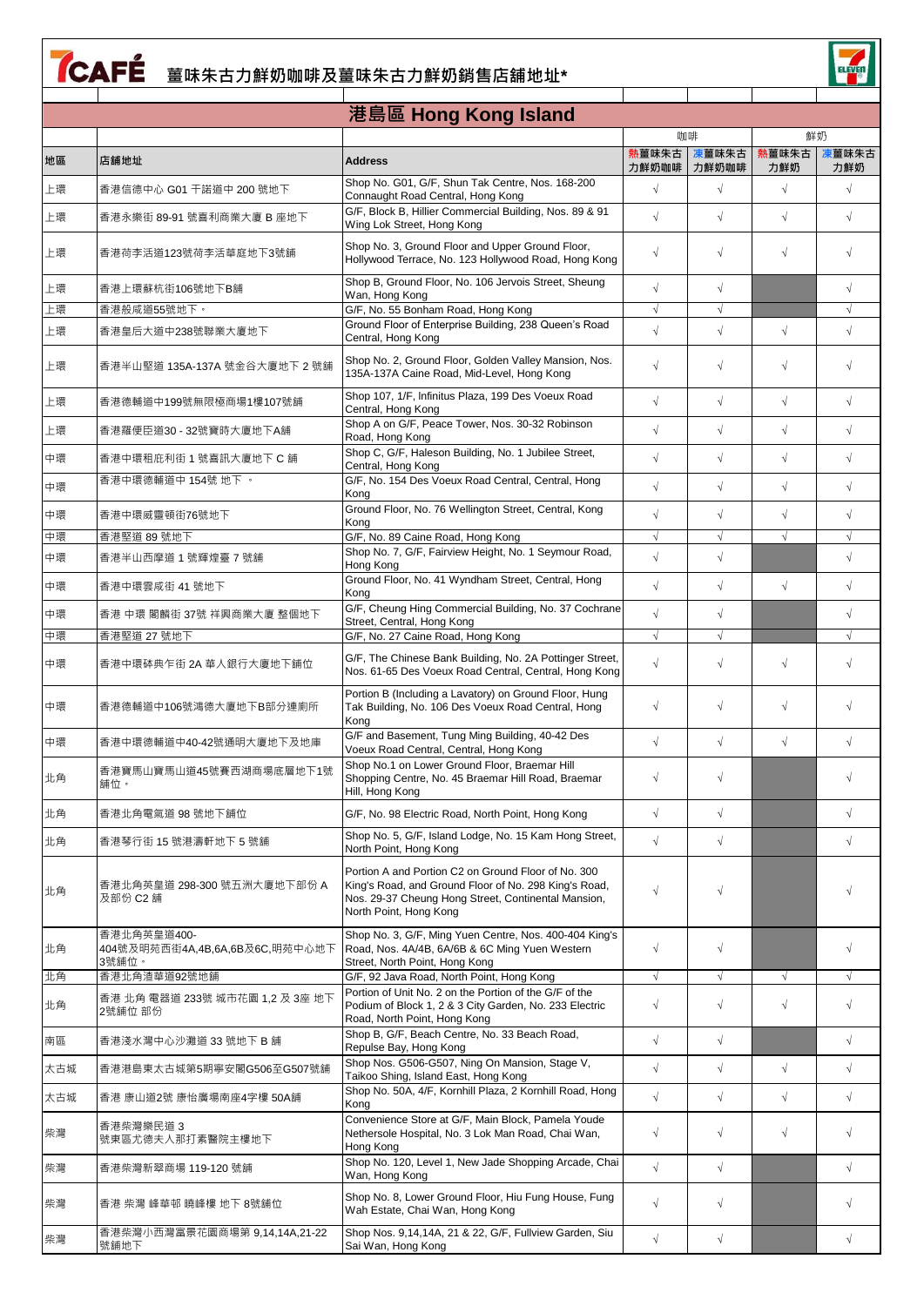# 7CAFÉ 薑味朱古力鮮奶咖啡及薑味朱古力鮮奶銷售店舖地址*

## 港島區 Hong Kong Island

| 地區 | 店鋪地址 | Address | 咖啡 | | 鮮奶 | |
|---|---|---|---|---|---|---|
| | | | 熱薑味朱古力鮮奶咖啡 | 凍薑味朱古力鮮奶咖啡 | 熱薑味朱古力鮮奶 | 凍薑味朱古力鮮奶 |
| 上環 | 香港信德中心 G01 干諾道中 200 號地下 | Shop No. G01, G/F, Shun Tak Centre, Nos. 168-200 Connaught Road Central, Hong Kong | √ | √ | √ | √ |
| 上環 | 香港永樂街 89-91 號喜利商業大廈 B 座地下 | G/F, Block B, Hillier Commercial Building, Nos. 89 & 91 Wing Lok Street, Hong Kong | √ | √ | √ | √ |
| 上環 | 香港荷李活道123號荷李活華庭地下3號鋪 | Shop No. 3, Ground Floor and Upper Ground Floor, Hollywood Terrace, No. 123 Hollywood Road, Hong Kong | √ | √ | √ | √ |
| 上環 | 香港上環蘇杭街106號地下B鋪 | Shop B, Ground Floor, No. 106 Jervois Street, Sheung Wan, Hong Kong | √ | √ | | √ |
| 上環 | 香港般咸道55號地下。 | G/F, No. 55 Bonham Road, Hong Kong | √ | √ | | √ |
| 上環 | 香港皇后大道中238號聯業大廈地下 | Ground Floor of Enterprise Building, 238 Queen's Road Central, Hong Kong | √ | √ | √ | √ |
| 上環 | 香港半山堅道 135A-137A 號金谷大廈地下 2 號鋪 | Shop No. 2, Ground Floor, Golden Valley Mansion, Nos. 135A-137A Caine Road, Mid-Level, Hong Kong | √ | √ | √ | √ |
| 上環 | 香港德輔道中199號無限極商場1樓107號鋪 | Shop 107, 1/F, Infinitus Plaza, 199 Des Voeux Road Central, Hong Kong | √ | √ | √ | √ |
| 上環 | 香港羅便臣道30 - 32號寶時大廈地下A鋪 | Shop A on G/F, Peace Tower, Nos. 30-32 Robinson Road, Hong Kong | √ | √ | √ | √ |
| 中環 | 香港中環租庇利街 1 號喜訊大廈地下 C 鋪 | Shop C, G/F, Haleson Building, No. 1 Jubilee Street, Central, Hong Kong | √ | √ | √ | √ |
| 中環 | 香港中環德輔道中 154號 地下 。 | G/F, No. 154 Des Voeux Road Central, Central, Hong Kong | √ | √ | √ | √ |
| 中環 | 香港中環威靈頓街76號地下 | Ground Floor, No. 76 Wellington Street, Central, Kong Kong | √ | √ | √ | √ |
| 中環 | 香港堅道 89 號地下 | G/F, No. 89 Caine Road, Hong Kong | √ | √ | √ | √ |
| 中環 | 香港半山西摩道 1 號輝煌臺 7 號鋪 | Shop No. 7, G/F, Fairview Height, No. 1 Seymour Road, Hong Kong | √ | √ | | √ |
| 中環 | 香港中環雲咸街 41 號地下 | Ground Floor, No. 41 Wyndham Street, Central, Hong Kong | √ | √ | √ | √ |
| 中環 | 香港 中環 閣麟街 37號 祥興商業大廈 整個地下 | G/F, Cheung Hing Commercial Building, No. 37 Cochrane Street, Central, Hong Kong | √ | √ | | √ |
| 中環 | 香港堅道 27 號地下 | G/F, No. 27 Caine Road, Hong Kong | √ | √ | | √ |
| 中環 | 香港中環砵典乍街 2A 華人銀行大廈地下鋪位 | G/F, The Chinese Bank Building, No. 2A Pottinger Street, Nos. 61-65 Des Voeux Road Central, Central, Hong Kong | √ | √ | √ | √ |
| 中環 | 香港德輔道中106號鴻德大廈地下B部分連廁所 | Portion B (Including a Lavatory) on Ground Floor, Hung Tak Building, No. 106 Des Voeux Road Central, Hong Kong | √ | √ | √ | √ |
| 中環 | 香港中環德輔道中40-42號通明大廈地下及地庫 | G/F and Basement, Tung Ming Building, 40-42 Des Voeux Road Central, Central, Hong Kong | √ | √ | √ | √ |
| 北角 | 香港寶馬山寶馬山道45號賽西湖商場底層地下1號鋪位。 | Shop No.1 on Lower Ground Floor, Braemar Hill Shopping Centre, No. 45 Braemar Hill Road, Braemar Hill, Hong Kong | √ | √ | | √ |
| 北角 | 香港北角電氣道 98 號地下鋪位 | G/F, No. 98 Electric Road, North Point, Hong Kong | √ | √ | | √ |
| 北角 | 香港琴行街 15 號港濤軒地下 5 號鋪 | Shop No. 5, G/F, Island Lodge, No. 15 Kam Hong Street, North Point, Hong Kong | √ | √ | | √ |
| 北角 | 香港北角英皇道 298-300 號五洲大廈地下部份 A 及部份 C2 鋪 | Portion A and Portion C2 on Ground Floor of No. 300 King's Road, and Ground Floor of No. 298 King's Road, Nos. 29-37 Cheung Hong Street, Continental Mansion, North Point, Hong Kong | √ | √ | | √ |
| 北角 | 香港北角英皇道400-404號及明苑西街4A,4B,6A,6B及6C,明苑中心地下3號鋪位。 | Shop No. 3, G/F, Ming Yuen Centre, Nos. 400-404 King's Road, Nos. 4A/4B, 6A/6B & 6C Ming Yuen Western Street, North Point, Hong Kong | √ | √ | | √ |
| 北角 | 香港北角渣華道92號地鋪 | G/F, 92 Java Road, North Point, Hong Kong | √ | √ | √ | √ |
| 北角 | 香港 北角 電器道 233號 城市花園 1,2 及 3座 地下2號鋪位 部份 | Portion of Unit No. 2 on the Portion of the G/F of the Podium of Block 1, 2 & 3 City Garden, No. 233 Electric Road, North Point, Hong Kong | √ | √ | √ | √ |
| 南區 | 香港淺水灣中心沙灘道 33 號地下 B 鋪 | Shop B, G/F, Beach Centre, No. 33 Beach Road, Repulse Bay, Hong Kong | √ | √ | | √ |
| 太古城 | 香港港島東太古城第5期寧安閣G506至G507號鋪 | Shop Nos. G506-G507, Ning On Mansion, Stage V, Taikoo Shing, Island East, Hong Kong | √ | √ | √ | √ |
| 太古城 | 香港 康山道2號 康怡廣場南座4字樓 50A鋪 | Shop No. 50A, 4/F, Kornhill Plaza, 2 Kornhill Road, Hong Kong | √ | √ | √ | √ |
| 柴灣 | 香港柴灣樂民道 3 號東區尤德夫人那打素醫院主樓地下 | Convenience Store at G/F, Main Block, Pamela Youde Nethersole Hospital, No. 3 Lok Man Road, Chai Wan, Hong Kong | √ | √ | √ | √ |
| 柴灣 | 香港柴灣新翠商場 119-120 號鋪 | Shop No. 120, Level 1, New Jade Shopping Arcade, Chai Wan, Hong Kong | √ | √ | | √ |
| 柴灣 | 香港 柴灣 峰華邨 曉峰樓 地下 8號鋪位 | Shop No. 8, Lower Ground Floor, Hiu Fung House, Fung Wah Estate, Chai Wan, Hong Kong | √ | √ | | √ |
| 柴灣 | 香港柴灣小西灣富景花園商場第 9,14,14A,21-22 號鋪地下 | Shop Nos. 9,14,14A, 21 & 22, G/F, Fullview Garden, Siu Sai Wan, Hong Kong | √ | √ | | √ |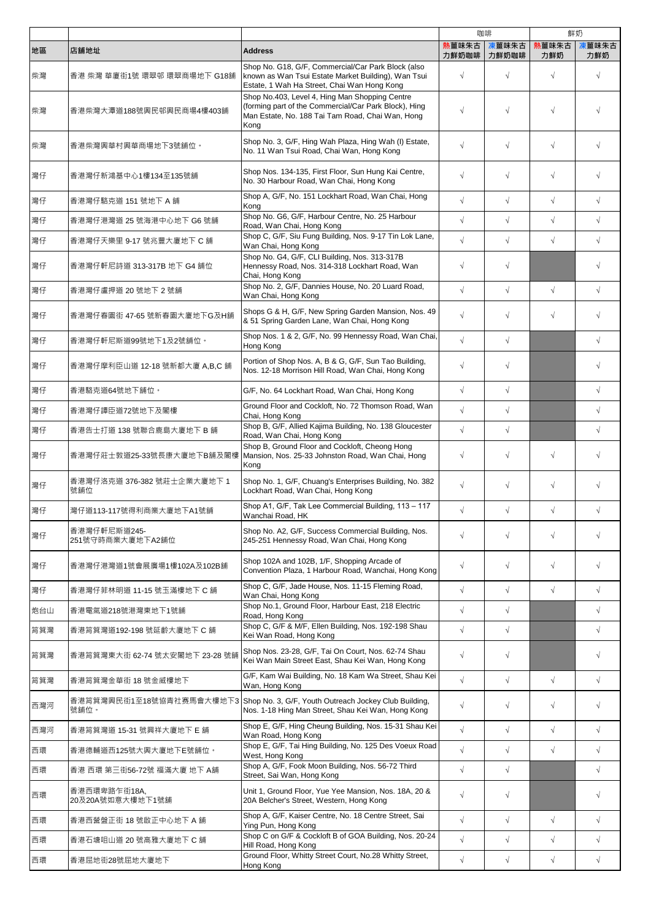| | | | 咖啡 | | 鮮奶 | |
|---|---|---|---|---|---|---|
| 地區 | 店鋪地址 | Address | 熱薑味朱古力鮮奶咖啡 | 凍薑味朱古力鮮奶咖啡 | 熱薑味朱古力鮮奶 | 凍薑味朱古力鮮奶 |
| 柴灣 | 香港 柴灣 華廈街1號 環翠邨 環翠商場地下 G18舖 | Shop No. G18, G/F, Commercial/Car Park Block (also known as Wan Tsui Estate Market Building), Wan Tsui Estate, 1 Wah Ha Street, Chai Wan Hong Kong | √ | √ | √ | √ |
| 柴灣 | 香港柴灣大潭道188號興民邨興民商場4樓403舖 | Shop No.403, Level 4, Hing Man Shopping Centre (forming part of the Commercial/Car Park Block), Hing Man Estate, No. 188 Tai Tam Road, Chai Wan, Hong Kong | √ | √ | √ | √ |
| 柴灣 | 香港柴灣興華村興華商場地下3號鋪位。 | Shop No. 3, G/F, Hing Wah Plaza, Hing Wah (I) Estate, No. 11 Wan Tsui Road, Chai Wan, Hong Kong | √ | √ | √ | √ |
| 灣仔 | 香港灣仔新鴻基中心1樓134至135號舖 | Shop Nos. 134-135, First Floor, Sun Hung Kai Centre, No. 30 Harbour Road, Wan Chai, Hong Kong | √ | √ | √ | √ |
| 灣仔 | 香港灣仔駱克道 151 號地下 A 舖 | Shop A, G/F, No. 151 Lockhart Road, Wan Chai, Hong Kong | √ | √ | √ | √ |
| 灣仔 | 香港灣仔港灣道 25 號海港中心地下 G6 號舖 | Shop No. G6, G/F, Harbour Centre, No. 25 Harbour Road, Wan Chai, Hong Kong | √ | √ | √ | √ |
| 灣仔 | 香港灣仔天樂里 9-17 號兆豐大廈地下 C 舖 | Shop C, G/F, Siu Fung Building, Nos. 9-17 Tin Lok Lane, Wan Chai, Hong Kong | √ | √ | √ | √ |
| 灣仔 | 香港灣仔軒尼詩道 313-317B 地下 G4 舖位 | Shop No. G4, G/F, CLI Building, Nos. 313-317B Hennessy Road, Nos. 314-318 Lockhart Road, Wan Chai, Hong Kong | √ | √ | | √ |
| 灣仔 | 香港灣仔盧押道 20 號地下 2 號舖 | Shop No. 2, G/F, Dannies House, No. 20 Luard Road, Wan Chai, Hong Kong | √ | √ | √ | √ |
| 灣仔 | 香港灣仔春園街 47-65 號新春園大廈地下G及H舖 | Shops G & H, G/F, New Spring Garden Mansion, Nos. 49 & 51 Spring Garden Lane, Wan Chai, Hong Kong | √ | √ | √ | √ |
| 灣仔 | 香港灣仔軒尼斯道99號地下1及2號舖位。 | Shop Nos. 1 & 2, G/F, No. 99 Hennessy Road, Wan Chai, Hong Kong | √ | √ | | √ |
| 灣仔 | 香港灣仔摩利臣山道 12-18 號新都大廈 A,B,C 舖 | Portion of Shop Nos. A, B & G, G/F, Sun Tao Building, Nos. 12-18 Morrison Hill Road, Wan Chai, Hong Kong | √ | √ | | √ |
| 灣仔 | 香港駱克道64號地下舖位。 | G/F, No. 64 Lockhart Road, Wan Chai, Hong Kong | √ | √ | | √ |
| 灣仔 | 香港灣仔譚臣道72號地下及閣樓 | Ground Floor and Cockloft, No. 72 Thomson Road, Wan Chai, Hong Kong | √ | √ | | √ |
| 灣仔 | 香港告士打道 138 號聯合鹿島大廈地下 B 舖 | Shop B, G/F, Allied Kajima Building, No. 138 Gloucester Road, Wan Chai, Hong Kong | √ | √ | | √ |
| 灣仔 | 香港灣仔莊士敦道25-33號長康大廈地下B舖及閣樓 | Shop B, Ground Floor and Cockloft, Cheong Hong Mansion, Nos. 25-33 Johnston Road, Wan Chai, Hong Kong | √ | √ | √ | √ |
| 灣仔 | 香港灣仔洛克道 376-382 號莊士企業大廈地下 1 號舖位 | Shop No. 1, G/F, Chuang's Enterprises Building, No. 382 Lockhart Road, Wan Chai, Hong Kong | √ | √ | √ | √ |
| 灣仔 | 灣仔道113-117號得利商業大廈地下A1號舖 | Shop A1, G/F, Tak Lee Commercial Building, 113 – 117 Wanchai Road, HK | √ | √ | √ | √ |
| 灣仔 | 香港灣仔軒尼斯道245-251號守時商業大廈地下A2舖位 | Shop No. A2, G/F, Success Commercial Building, Nos. 245-251 Hennessy Road, Wan Chai, Hong Kong | √ | √ | √ | √ |
| 灣仔 | 香港灣仔港灣道1號會展廣場1樓102A及102B舖 | Shop 102A and 102B, 1/F, Shopping Arcade of Convention Plaza, 1 Harbour Road, Wanchai, Hong Kong | √ | √ | √ | √ |
| 灣仔 | 香港灣仔菲林明道 11-15 號玉滿樓地下 C 舖 | Shop C, G/F, Jade House, Nos. 11-15 Fleming Road, Wan Chai, Hong Kong | √ | √ | √ | √ |
| 炮台山 | 香港電氣道218號港灣東地下1號舖 | Shop No.1, Ground Floor, Harbour East, 218 Electric Road, Hong Kong | √ | √ | | √ |
| 筲箕灣 | 香港筲箕灣道192-198 號延齡大廈地下 C 舖 | Shop C, G/F & M/F, Ellen Building, Nos. 192-198 Shau Kei Wan Road, Hong Kong | √ | √ | | √ |
| 筲箕灣 | 香港筲箕灣東大街 62-74 號太安閣地下 23-28 號舖 | Shop Nos. 23-28, G/F, Tai On Court, Nos. 62-74 Shau Kei Wan Main Street East, Shau Kei Wan, Hong Kong | √ | √ | | √ |
| 筲箕灣 | 香港筲箕灣金華街 18 號金威樓地下 | G/F, Kam Wai Building, No. 18 Kam Wa Street, Shau Kei Wan, Hong Kong | √ | √ | √ | √ |
| 西灣河 | 香港筲箕灣興民街1至18號協青社賽馬會大樓地下3號鋪位。 | Shop No. 3, G/F, Youth Outreach Jockey Club Building, Nos. 1-18 Hing Man Street, Shau Kei Wan, Hong Kong | √ | √ | √ | √ |
| 西灣河 | 香港筲箕灣道 15-31 號興祥大廈地下 E 舖 | Shop E, G/F, Hing Cheung Building, Nos. 15-31 Shau Kei Wan Road, Hong Kong | √ | √ | √ | √ |
| 西環 | 香港德輔道西125號大興大廈地下E號舖位。 | Shop E, G/F, Tai Hing Building, No. 125 Des Voeux Road West, Hong Kong | √ | √ | √ | √ |
| 西環 | 香港 西環 第三街56-72號 福滿大廈 地下 A舖 | Shop A, G/F, Fook Moon Building, Nos. 56-72 Third Street, Sai Wan, Hong Kong | √ | √ | | √ |
| 西環 | 香港西環卑路乍街18A, 20及20A號如意大樓地下1號舖 | Unit 1, Ground Floor, Yue Yee Mansion, Nos. 18A, 20 & 20A Belcher's Street, Western, Hong Kong | √ | √ | | √ |
| 西環 | 香港西營盤正街 18 號啟正中心地下 A 舖 | Shop A, G/F, Kaiser Centre, No. 18 Centre Street, Sai Ying Pun, Hong Kong | √ | √ | √ | √ |
| 西環 | 香港石塘咀山道 20 號高雅大廈地下 C 舖 | Shop C on G/F & Cockloft B of GOA Building, Nos. 20-24 Hill Road, Hong Kong | √ | √ | √ | √ |
| 西環 | 香港屈地街28號屈地大廈地下 | Ground Floor, Whitty Street Court, No.28 Whitty Street, Hong Kong | √ | √ | √ | √ |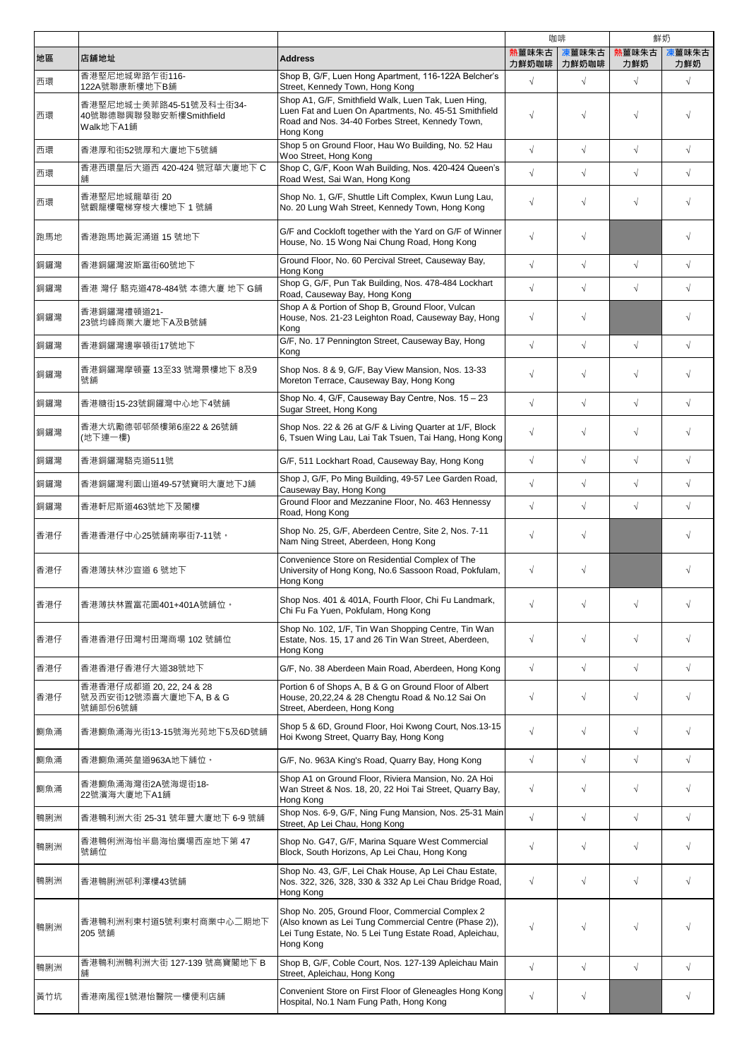| | | | 咖啡 | | 鮮奶 | |
|---|---|---|---|---|---|---|
| 地區 | 店鋪地址 | Address | 熱薑味朱古力鮮奶咖啡 | 凍薑味朱古力鮮奶咖啡 | 熱薑味朱古力鮮奶 | 凍薑味朱古力鮮奶 |
| 西環 | 香港堅尼地城卑路乍街116-122A號聯康新樓地下B舖 | Shop B, G/F, Luen Hong Apartment, 116-122A Belcher's Street, Kennedy Town, Hong Kong | √ | √ | √ | √ |
| 西環 | 香港堅尼地城士美菲路45-51號及科士街34-40號聯德聯興聯發聯安新樓Smithfield Walk地下A1舖 | Shop A1, G/F, Smithfield Walk, Luen Tak, Luen Hing, Luen Fat and Luen On Apartments, No. 45-51 Smithfield Road and Nos. 34-40 Forbes Street, Kennedy Town, Hong Kong | √ | √ | √ | √ |
| 西環 | 香港厚和街52號厚和大廈地下5號舖 | Shop 5 on Ground Floor, Hau Wo Building, No. 52 Hau Woo Street, Hong Kong | √ | √ | √ | √ |
| 西環 | 香港西環皇后大道西 420-424 號冠華大廈地下 C 舖 | Shop C, G/F, Koon Wah Building, Nos. 420-424 Queen's Road West, Sai Wan, Hong Kong | √ | √ | √ | √ |
| 西環 | 香港堅尼地城龍華街 20 號觀龍樓電梯穿梭大樓地下 1 號舖 | Shop No. 1, G/F, Shuttle Lift Complex, Kwun Lung Lau, No. 20 Lung Wah Street, Kennedy Town, Hong Kong | √ | √ | √ | √ |
| 跑馬地 | 香港跑馬地黃泥涌道 15 號地下 | G/F and Cockloft together with the Yard on G/F of Winner House, No. 15 Wong Nai Chung Road, Hong Kong | √ | √ | | √ |
| 銅鑼灣 | 香港銅鑼灣波斯富街60號地下 | Ground Floor, No. 60 Percival Street, Causeway Bay, Hong Kong | √ | √ | √ | √ |
| 銅鑼灣 | 香港 灣仔 駱克道478-484號 本德大廈 地下 G舖 | Shop G, G/F, Pun Tak Building, Nos. 478-484 Lockhart Road, Causeway Bay, Hong Kong | √ | √ | √ | √ |
| 銅鑼灣 | 香港銅鑼灣禮頓道21-23號均峰商業大廈地下A及B號舖 | Shop A & Portion of Shop B, Ground Floor, Vulcan House, Nos. 21-23 Leighton Road, Causeway Bay, Hong Kong | √ | √ | | √ |
| 銅鑼灣 | 香港銅鑼灣邊寧頓街17號地下 | G/F, No. 17 Pennington Street, Causeway Bay, Hong Kong | √ | √ | √ | √ |
| 銅鑼灣 | 香港銅鑼灣摩頓臺 13至33 號灣景樓地下 8及9 號舖 | Shop Nos. 8 & 9, G/F, Bay View Mansion, Nos. 13-33 Moreton Terrace, Causeway Bay, Hong Kong | √ | √ | √ | √ |
| 銅鑼灣 | 香港糖街15-23號銅鑼灣中心地下4號舖 | Shop No. 4, G/F, Causeway Bay Centre, Nos. 15 – 23 Sugar Street, Hong Kong | √ | √ | √ | √ |
| 銅鑼灣 | 香港大坑勵德邨邨榮樓第6座22 & 26號舖 (地下連一樓) | Shop Nos. 22 & 26 at G/F & Living Quarter at 1/F, Block 6, Tsuen Wing Lau, Lai Tak Tsuen, Tai Hang, Hong Kong | √ | √ | √ | √ |
| 銅鑼灣 | 香港銅鑼灣駱克道511號 | G/F, 511 Lockhart Road, Causeway Bay, Hong Kong | √ | √ | √ | √ |
| 銅鑼灣 | 香港銅鑼灣利園山道49-57號寶明大廈地下J舖 | Shop J, G/F, Po Ming Building, 49-57 Lee Garden Road, Causeway Bay, Hong Kong | √ | √ | √ | √ |
| 銅鑼灣 | 香港軒尼斯道463號地下及閣樓 | Ground Floor and Mezzanine Floor, No. 463 Hennessy Road, Hong Kong | √ | √ | √ | √ |
| 香港仔 | 香港香港仔中心25號舖南寧街7-11號。 | Shop No. 25, G/F, Aberdeen Centre, Site 2, Nos. 7-11 Nam Ning Street, Aberdeen, Hong Kong | √ | √ | | √ |
| 香港仔 | 香港薄扶林沙宣道 6 號地下 | Convenience Store on Residential Complex of The University of Hong Kong, No.6 Sassoon Road, Pokfulam, Hong Kong | √ | √ | | √ |
| 香港仔 | 香港薄扶林置富花園401+401A號舖位。 | Shop Nos. 401 & 401A, Fourth Floor, Chi Fu Landmark, Chi Fu Fa Yuen, Pokfulam, Hong Kong | √ | √ | √ | √ |
| 香港仔 | 香港香港仔田灣村田灣商場 102 號舖位 | Shop No. 102, 1/F, Tin Wan Shopping Centre, Tin Wan Estate, Nos. 15, 17 and 26 Tin Wan Street, Aberdeen, Hong Kong | √ | √ | √ | √ |
| 香港仔 | 香港香港仔香港仔大道38號地下 | G/F, No. 38 Aberdeen Main Road, Aberdeen, Hong Kong | √ | √ | √ | √ |
| 香港仔 | 香港香港仔成都道 20, 22, 24 & 28 號及西安街12號添喜大廈地下A, B & G 號舖部份6號舖 | Portion 6 of Shops A, B & G on Ground Floor of Albert House, 20,22,24 & 28 Chengtu Road & No.12 Sai On Street, Aberdeen, Hong Kong | √ | √ | √ | √ |
| 鰂魚涌 | 香港鰂魚涌海光街13-15號海光苑地下5及6D號舖 | Shop 5 & 6D, Ground Floor, Hoi Kwong Court, Nos.13-15 Hoi Kwong Street, Quarry Bay, Hong Kong | √ | √ | √ | √ |
| 鰂魚涌 | 香港鰂魚涌英皇道963A地下舖位。 | G/F, No. 963A King's Road, Quarry Bay, Hong Kong | √ | √ | √ | √ |
| 鰂魚涌 | 香港鰂魚涌海灣街2A號海堤街18-22號濱海大廈地下A1舖 | Shop A1 on Ground Floor, Riviera Mansion, No. 2A Hoi Wan Street & Nos. 18, 20, 22 Hoi Tai Street, Quarry Bay, Hong Kong | √ | √ | √ | √ |
| 鴨脷洲 | 香港鴨利洲大街 25-31 號年豐大廈地下 6-9 號舖 | Shop Nos. 6-9, G/F, Ning Fung Mansion, Nos. 25-31 Main Street, Ap Lei Chau, Hong Kong | √ | √ | √ | √ |
| 鴨脷洲 | 香港鴨俐洲海怡半島海怡廣場西座地下第 47 號舖位 | Shop No. G47, G/F, Marina Square West Commercial Block, South Horizons, Ap Lei Chau, Hong Kong | √ | √ | √ | √ |
| 鴨脷洲 | 香港鴨脷洲邨利澤樓43號舖 | Shop No. 43, G/F, Lei Chak House, Ap Lei Chau Estate, Nos. 322, 326, 328, 330 & 332 Ap Lei Chau Bridge Road, Hong Kong | √ | √ | √ | √ |
| 鴨脷洲 | 香港鴨利洲利東村道5號利東村商業中心二期地下205 號舖 | Shop No. 205, Ground Floor, Commercial Complex 2 (Also known as Lei Tung Commercial Centre (Phase 2)), Lei Tung Estate, No. 5 Lei Tung Estate Road, Apleichau, Hong Kong | √ | √ | √ | √ |
| 鴨脷洲 | 香港鴨利洲鴨利洲大街 127-139 號高寶閣地下 B 舖 | Shop B, G/F, Coble Court, Nos. 127-139 Apleichau Main Street, Apleichau, Hong Kong | √ | √ | √ | √ |
| 黃竹坑 | 香港南風徑1號港怡醫院一樓便利店舖 | Convenient Store on First Floor of Gleneagles Hong Kong Hospital, No.1 Nam Fung Path, Hong Kong | √ | √ | | √ |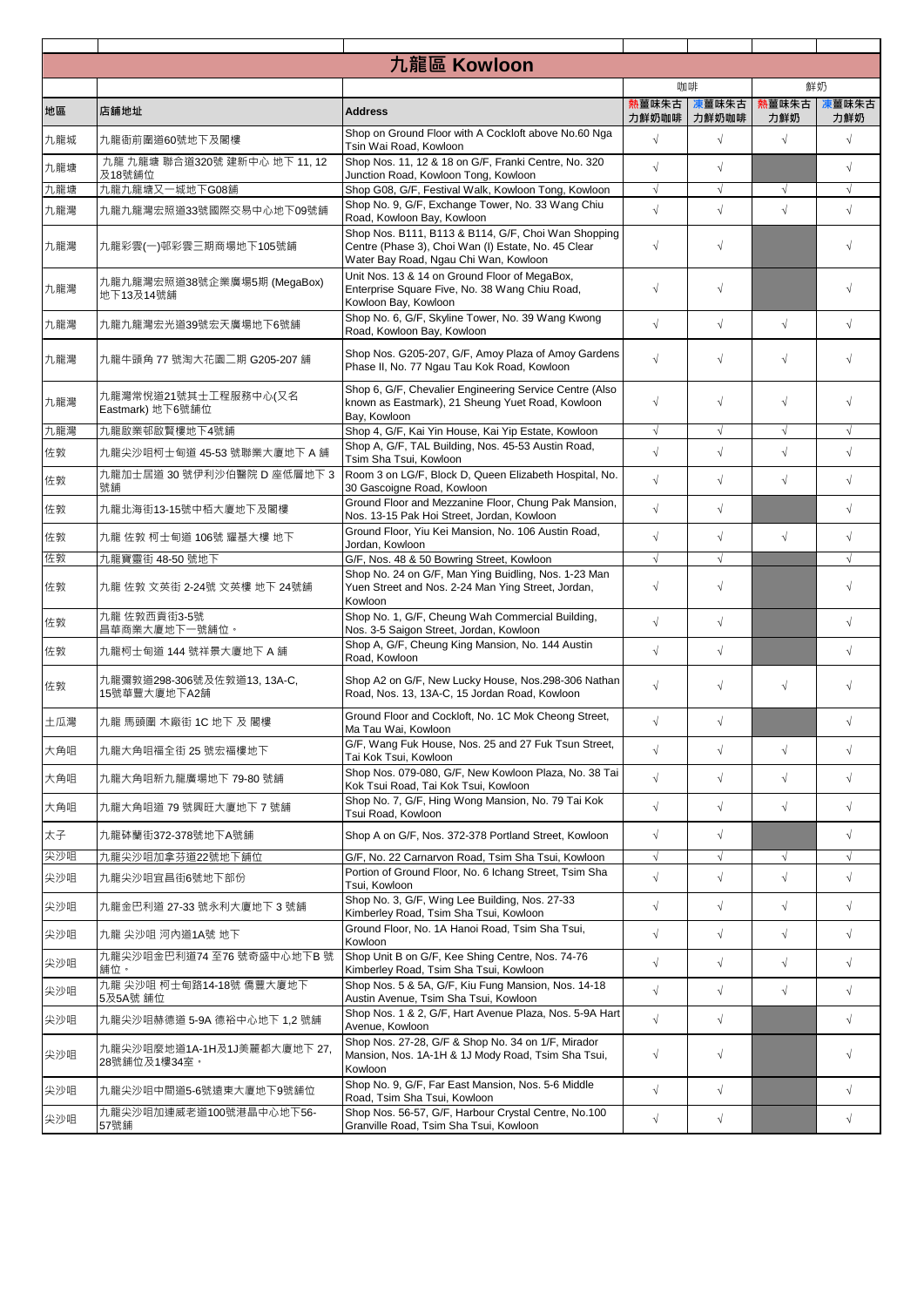# 九龍區 Kowloon

| 地區 | 店鋪地址 | Address | 咖啡 | | 鮮奶 | |
|---|---|---|---|---|---|---|
| | | | 熱薑味朱古力鮮奶咖啡 | 凍薑味朱古力鮮奶咖啡 | 熱薑味朱古力鮮奶 | 凍薑味朱古力鮮奶 |
| 九龍城 | 九龍衙前圍道60號地下及閣樓 | Shop on Ground Floor with A Cockloft above No.60 Nga Tsin Wai Road, Kowloon | √ | √ | √ | √ |
| 九龍塘 | 九龍 九龍塘 聯合道320號 建新中心 地下 11, 12 及18號鋪位 | Shop Nos. 11, 12 & 18 on G/F, Franki Centre, No. 320 Junction Road, Kowloon Tong, Kowloon | √ | √ | | √ |
| 九龍塘 | 九龍九龍塘又一城地下G08鋪 | Shop G08, G/F, Festival Walk, Kowloon Tong, Kowloon | √ | √ | √ | √ |
| 九龍灣 | 九龍九龍灣宏照道33號國際交易中心地下09號鋪 | Shop No. 9, G/F, Exchange Tower, No. 33 Wang Chiu Road, Kowloon Bay, Kowloon | √ | √ | √ | √ |
| 九龍灣 | 九龍彩雲(一)邨彩雲三期商場地下105號鋪 | Shop Nos. B111, B113 & B114, G/F, Choi Wan Shopping Centre (Phase 3), Choi Wan (I) Estate, No. 45 Clear Water Bay Road, Ngau Chi Wan, Kowloon | √ | √ | | √ |
| 九龍灣 | 九龍九龍灣宏照道38號企業廣場5期 (MegaBox) 地下13及14號鋪 | Unit Nos. 13 & 14 on Ground Floor of MegaBox, Enterprise Square Five, No. 38 Wang Chiu Road, Kowloon Bay, Kowloon | √ | √ | | √ |
| 九龍灣 | 九龍九龍灣宏光道39號宏天廣場地下6號鋪 | Shop No. 6, G/F, Skyline Tower, No. 39 Wang Kwong Road, Kowloon Bay, Kowloon | √ | √ | √ | √ |
| 九龍灣 | 九龍牛頭角 77 號淘大花園二期 G205-207 鋪 | Shop Nos. G205-207, G/F, Amoy Plaza of Amoy Gardens Phase II, No. 77 Ngau Tau Kok Road, Kowloon | √ | √ | √ | √ |
| 九龍灣 | 九龍灣常悅道21號其士工程服務中心(又名Eastmark) 地下6號鋪位 | Shop 6, G/F, Chevalier Engineering Service Centre (Also known as Eastmark), 21 Sheung Yuet Road, Kowloon Bay, Kowloon | √ | √ | √ | √ |
| 九龍灣 | 九龍啟業邨啟賢樓地下4號鋪 | Shop 4, G/F, Kai Yin House, Kai Yip Estate, Kowloon | √ | √ | √ | √ |
| 佐敦 | 九龍尖沙咀柯士甸道 45-53 號聯業大廈地下 A 鋪 | Shop A, G/F, TAL Building, Nos. 45-53 Austin Road, Tsim Sha Tsui, Kowloon | √ | √ | √ | √ |
| 佐敦 | 九龍加士居道 30 號伊利沙伯醫院 D 座低層地下 3 號鋪 | Room 3 on LG/F, Block D, Queen Elizabeth Hospital, No. 30 Gascoigne Road, Kowloon | √ | √ | √ | √ |
| 佐敦 | 九龍北海街13-15號中栢大廈地下及閣樓 | Ground Floor and Mezzanine Floor, Chung Pak Mansion, Nos. 13-15 Pak Hoi Street, Jordan, Kowloon | √ | √ | | √ |
| 佐敦 | 九龍 佐敦 柯士甸道 106號 耀基大樓 地下 | Ground Floor, Yiu Kei Mansion, No. 106 Austin Road, Jordan, Kowloon | √ | √ | √ | √ |
| 佐敦 | 九龍寶靈街 48-50 號地下 | G/F, Nos. 48 & 50 Bowring Street, Kowloon | √ | √ | | √ |
| 佐敦 | 九龍 佐敦 文英街 2-24號 文英樓 地下 24號鋪 | Shop No. 24 on G/F, Man Ying Buidling, Nos. 1-23 Man Yuen Street and Nos. 2-24 Man Ying Street, Jordan, Kowloon | √ | √ | | √ |
| 佐敦 | 九龍 佐敦西貢街3-5號 昌華商業大廈地下一號鋪位。 | Shop No. 1, G/F, Cheung Wah Commercial Building, Nos. 3-5 Saigon Street, Jordan, Kowloon | √ | √ | | √ |
| 佐敦 | 九龍柯士甸道 144 號祥景大廈地下 A 鋪 | Shop A, G/F, Cheung King Mansion, No. 144 Austin Road, Kowloon | √ | √ | | √ |
| 佐敦 | 九龍彌敦道298-306號及佐敦道13, 13A-C, 15號華豐大廈地下A2鋪 | Shop A2 on G/F, New Lucky House, Nos.298-306 Nathan Road, Nos. 13, 13A-C, 15 Jordan Road, Kowloon | √ | √ | √ | √ |
| 土瓜灣 | 九龍 馬頭圍 木廠街 1C 地下 及 閣樓 | Ground Floor and Cockloft, No. 1C Mok Cheong Street, Ma Tau Wai, Kowloon | √ | √ | | √ |
| 大角咀 | 九龍大角咀福全街 25 號宏福樓地下 | G/F, Wang Fuk House, Nos. 25 and 27 Fuk Tsun Street, Tai Kok Tsui, Kowloon | √ | √ | √ | √ |
| 大角咀 | 九龍大角咀新九龍廣場地下 79-80 號鋪 | Shop Nos. 079-080, G/F, New Kowloon Plaza, No. 38 Tai Kok Tsui Road, Tai Kok Tsui, Kowloon | √ | √ | √ | √ |
| 大角咀 | 九龍大角咀道 79 號興旺大廈地下 7 號鋪 | Shop No. 7, G/F, Hing Wong Mansion, No. 79 Tai Kok Tsui Road, Kowloon | √ | √ | √ | √ |
| 太子 | 九龍砵蘭街372-378號地下A號鋪 | Shop A on G/F, Nos. 372-378 Portland Street, Kowloon | √ | √ | | √ |
| 尖沙咀 | 九龍尖沙咀加拿芬道22號地下鋪位 | G/F, No. 22 Carnarvon Road, Tsim Sha Tsui, Kowloon | √ | √ | √ | √ |
| 尖沙咀 | 九龍尖沙咀宜昌街6號地下部份 | Portion of Ground Floor, No. 6 Ichang Street, Tsim Sha Tsui, Kowloon | √ | √ | √ | √ |
| 尖沙咀 | 九龍金巴利道 27-33 號永利大廈地下 3 號鋪 | Shop No. 3, G/F, Wing Lee Building, Nos. 27-33 Kimberley Road, Tsim Sha Tsui, Kowloon | √ | √ | √ | √ |
| 尖沙咀 | 九龍 尖沙咀 河內道1A號 地下 | Ground Floor, No. 1A Hanoi Road, Tsim Sha Tsui, Kowloon | √ | √ | √ | √ |
| 尖沙咀 | 九龍尖沙咀金巴利道74 至76 號奇盛中心地下B 號鋪位。 | Shop Unit B on G/F, Kee Shing Centre, Nos. 74-76 Kimberley Road, Tsim Sha Tsui, Kowloon | √ | √ | √ | √ |
| 尖沙咀 | 九龍 尖沙咀 柯士甸路14-18號 僑豐大廈地下 5及5A號 鋪位 | Shop Nos. 5 & 5A, G/F, Kiu Fung Mansion, Nos. 14-18 Austin Avenue, Tsim Sha Tsui, Kowloon | √ | √ | √ | √ |
| 尖沙咀 | 九龍尖沙咀赫德道 5-9A 德裕中心地下 1,2 號鋪 | Shop Nos. 1 & 2, G/F, Hart Avenue Plaza, Nos. 5-9A Hart Avenue, Kowloon | √ | √ | | √ |
| 尖沙咀 | 九龍尖沙咀麼地道1A-1H及1J美麗都大廈地下 27, 28號鋪位及1樓34室。 | Shop Nos. 27-28, G/F & Shop No. 34 on 1/F, Mirador Mansion, Nos. 1A-1H & 1J Mody Road, Tsim Sha Tsui, Kowloon | √ | √ | | √ |
| 尖沙咀 | 九龍尖沙咀中間道5-6號遠東大廈地下9號鋪位 | Shop No. 9, G/F, Far East Mansion, Nos. 5-6 Middle Road, Tsim Sha Tsui, Kowloon | √ | √ | | √ |
| 尖沙咀 | 九龍尖沙咀加連威老道100號港晶中心地下56-57號鋪 | Shop Nos. 56-57, G/F, Harbour Crystal Centre, No.100 Granville Road, Tsim Sha Tsui, Kowloon | √ | √ | | √ |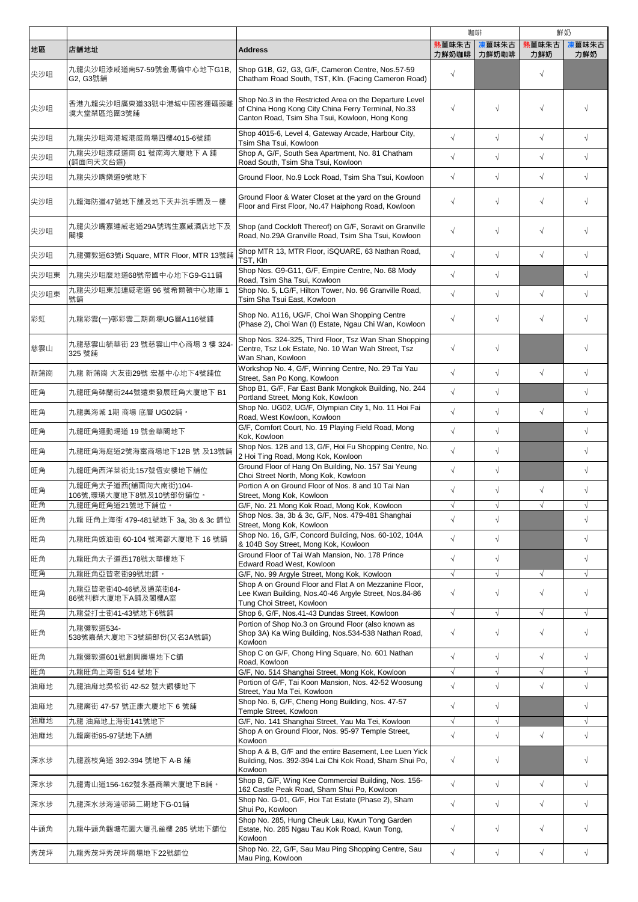|  |  |  | 咖啡 |  | 鮮奶 |  |
|---|---|---|---|---|---|---|
| 地區 | 店鋪地址 | Address | 熱薑味朱古力鮮奶咖啡 | 凍薑味朱古力鮮奶咖啡 | 熱薑味朱古力鮮奶 | 凍薑味朱古力鮮奶 |
| 尖沙咀 | 九龍尖沙咀漆咸道南57-59號金馬倫中心地下G1B, G2, G3號舖 | Shop G1B, G2, G3, G/F, Cameron Centre, Nos.57-59 Chatham Road South, TST, Kln. (Facing Cameron Road) | √ |  | √ |  |
| 尖沙咀 | 香港九龍尖沙咀廣東道33號中港城中國客運碼頭離境大堂禁區范圍3號舖 | Shop No.3 in the Restricted Area on the Departure Level of China Hong Kong City China Ferry Terminal, No.33 Canton Road, Tsim Sha Tsui, Kowloon, Hong Kong | √ | √ | √ | √ |
| 尖沙咀 | 九龍尖沙咀海港城港威商場四樓4015-6號舖 | Shop 4015-6, Level 4, Gateway Arcade, Harbour City, Tsim Sha Tsui, Kowloon | √ | √ | √ | √ |
| 尖沙咀 | 九龍尖沙咀漆咸道南 81 號南海大廈地下 A 鋪 (鋪面向天文台道) | Shop A, G/F, South Sea Apartment, No. 81 Chatham Road South, Tsim Sha Tsui, Kowloon | √ | √ | √ | √ |
| 尖沙咀 | 九龍尖沙嘴樂道9號地下 | Ground Floor, No.9 Lock Road, Tsim Sha Tsui, Kowloon | √ | √ | √ | √ |
| 尖沙咀 | 九龍海防道47號地下舖及地下天井洗手間及一樓 | Ground Floor & Water Closet at the yard on the Ground Floor and First Floor, No.47 Haiphong Road, Kowloon | √ | √ | √ | √ |
| 尖沙咀 | 九龍尖沙嘴嘉連威老道29A號瑞生嘉威酒店地下及閣樓 | Shop (and Cockloft Thereof) on G/F, Soravit on Granville Road, No.29A Granville Road, Tsim Sha Tsui, Kowloon | √ | √ | √ | √ |
| 尖沙咀 | 九龍彌敦道63號i Square, MTR Floor, MTR 13號舖 | Shop MTR 13, MTR Floor, iSQUARE, 63 Nathan Road, TST, Kln | √ | √ | √ | √ |
| 尖沙咀東 | 九龍尖沙咀麼地道68號帝國中心地下G9-G11舖 | Shop Nos. G9-G11, G/F, Empire Centre, No. 68 Mody Road, Tsim Sha Tsui, Kowloon | √ | √ |  | √ |
| 尖沙咀東 | 九龍尖沙咀東加連威老道 96 號希爾頓中心地庫 1 號舖 | Shop No. 5, LG/F, Hilton Tower, No. 96 Granville Road, Tsim Sha Tsui East, Kowloon | √ | √ | √ | √ |
| 彩虹 | 九龍彩雲(一)邨彩雲二期商場UG層A116號舖 | Shop No. A116, UG/F, Choi Wan Shopping Centre (Phase 2), Choi Wan (I) Estate, Ngau Chi Wan, Kowloon | √ | √ | √ | √ |
| 慈雲山 | 九龍慈雲山毓華街 23 號慈雲山中心商場 3 樓 324-325 號舖 | Shop Nos. 324-325, Third Floor, Tsz Wan Shan Shopping Centre, Tsz Lok Estate, No. 10 Wan Wah Street, Tsz Wan Shan, Kowloon | √ | √ |  | √ |
| 新蒲崗 | 九龍 新蒲崗 大友街29號 宏基中心地下4號舖位 | Workshop No. 4, G/F, Winning Centre, No. 29 Tai Yau Street, San Po Kong, Kowloon | √ | √ | √ | √ |
| 旺角 | 九龍旺角砵蘭街244號遠東發展旺角大廈地下 B1 | Shop B1, G/F, Far East Bank Mongkok Building, No. 244 Portland Street, Mong Kok, Kowloon | √ | √ |  | √ |
| 旺角 | 九龍奧海城 1期 商場 底層 UG02舖。 | Shop No. UG02, UG/F, Olympian City 1, No. 11 Hoi Fai Road, West Kowloon, Kowloon | √ | √ | √ | √ |
| 旺角 | 九龍旺角運動場道 19 號金華閣地下 | G/F, Comfort Court, No. 19 Playing Field Road, Mong Kok, Kowloon | √ | √ |  | √ |
| 旺角 | 九龍旺角海庭道2號海富商場地下12B 號 及13號舖 | Shop Nos. 12B and 13, G/F, Hoi Fu Shopping Centre, No. 2 Hoi Ting Road, Mong Kok, Kowloon | √ | √ |  | √ |
| 旺角 | 九龍旺角西洋菜街北157號恆安樓地下舖位 | Ground Floor of Hang On Building, No. 157 Sai Yeung Choi Street North, Mong Kok, Kowloon | √ | √ |  | √ |
| 旺角 | 九龍旺角太子道西(鋪面向大南街)104-106號,環璜大廈地下8號及10號部份舖位。 | Portion A on Ground Floor of Nos. 8 and 10 Tai Nan Street, Mong Kok, Kowloon | √ | √ | √ | √ |
| 旺角 | 九龍旺角旺角道21號地下鋪位。 | G/F, No. 21 Mong Kok Road, Mong Kok, Kowloon | √ | √ | √ | √ |
| 旺角 | 九龍 旺角上海街 479-481號地下 3a, 3b & 3c 舖位 | Shop Nos. 3a, 3b & 3c, G/F, Nos. 479-481 Shanghai Street, Mong Kok, Kowloon | √ | √ |  | √ |
| 旺角 | 九龍旺角豉油街 60-104 號鴻都大廈地下 16 號舖 | Shop No. 16, G/F, Concord Building, Nos. 60-102, 104A & 104B Soy Street, Mong Kok, Kowloon | √ | √ |  | √ |
| 旺角 | 九龍旺角太子道西178號太華樓地下 | Ground Floor of Tai Wah Mansion, No. 178 Prince Edward Road West, Kowloon | √ | √ |  | √ |
| 旺角 | 九龍旺角亞皆老街99號地鋪。 | G/F, No. 99 Argyle Street, Mong Kok, Kowloon | √ | √ | √ | √ |
| 旺角 | 九龍亞皆老街40-46號及通菜街84-86號利群大廈地下A舖及閣樓A室 | Shop A on Ground Floor and Flat A on Mezzanine Floor, Lee Kwan Building, Nos.40-46 Argyle Street, Nos.84-86 Tung Choi Street, Kowloon | √ | √ | √ | √ |
| 旺角 | 九龍登打士街41-43號地下6號舖 | Shop 6, G/F, Nos.41-43 Dundas Street, Kowloon | √ | √ | √ | √ |
| 旺角 | 九龍彌敦道534-538號嘉榮大廈地下3號舖部份(又名3A號舖) | Portion of Shop No.3 on Ground Floor (also known as Shop 3A) Ka Wing Building, Nos.534-538 Nathan Road, Kowloon | √ | √ | √ | √ |
| 旺角 | 九龍彌敦道601號創興廣場地下C鋪 | Shop C on G/F, Chong Hing Square, No. 601 Nathan Road, Kowloon | √ | √ | √ | √ |
| 旺角 | 九龍旺角上海街 514 號地下 | G/F, No. 514 Shanghai Street, Mong Kok, Kowloon | √ | √ | √ | √ |
| 油麻地 | 九龍油麻地吳松街 42-52 號大觀樓地下 | Portion of G/F, Tai Koon Mansion, Nos. 42-52 Woosung Street, Yau Ma Tei, Kowloon | √ | √ | √ | √ |
| 油麻地 | 九龍廟街 47-57 號正康大廈地下 6 號舖 | Shop No. 6, G/F, Cheng Hong Building, Nos. 47-57 Temple Street, Kowloon | √ | √ |  | √ |
| 油麻地 | 九龍 油麻地上海街141號地下 | G/F, No. 141 Shanghai Street, Yau Ma Tei, Kowloon | √ | √ |  | √ |
| 油麻地 | 九龍廟街95-97號地下A舖 | Shop A on Ground Floor, Nos. 95-97 Temple Street, Kowloon | √ | √ | √ | √ |
| 深水埗 | 九龍荔枝角道 392-394 號地下 A-B 鋪 | Shop A & B, G/F and the entire Basement, Lee Luen Yick Building, Nos. 392-394 Lai Chi Kok Road, Sham Shui Po, Kowloon | √ | √ |  | √ |
| 深水埗 | 九龍青山道156-162號永基商業大廈地下B鋪。 | Shop B, G/F, Wing Kee Commercial Building, Nos. 156-162 Castle Peak Road, Sham Shui Po, Kowloon | √ | √ | √ | √ |
| 深水埗 | 九龍深水埗海達邨第二期地下G-01舖 | Shop No. G-01, G/F, Hoi Tat Estate (Phase 2), Sham Shui Po, Kowloon | √ | √ | √ | √ |
| 牛頭角 | 九龍牛頭角觀塘花園大廈孔雀樓 285 號地下鋪位 | Shop No. 285, Hung Cheuk Lau, Kwun Tong Garden Estate, No. 285 Ngau Tau Kok Road, Kwun Tong, Kowloon | √ | √ | √ | √ |
| 秀茂坪 | 九龍秀茂坪秀茂坪商場地下22號舖位 | Shop No. 22, G/F, Sau Mau Ping Shopping Centre, Sau Mau Ping, Kowloon | √ | √ | √ | √ |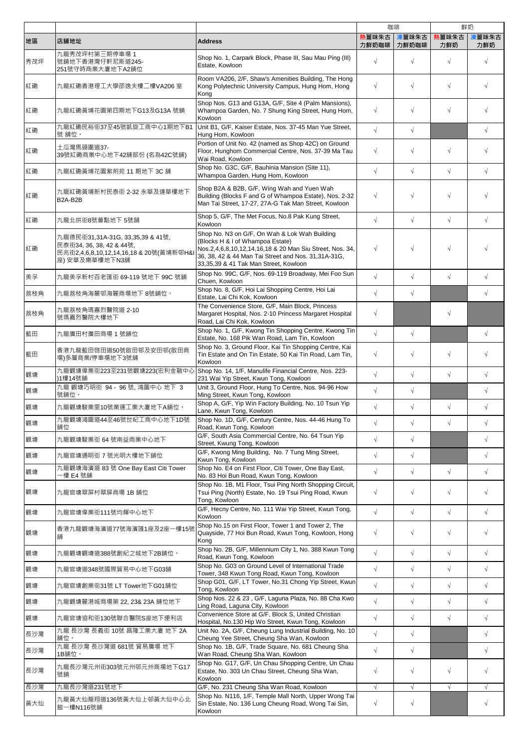| | | | 咖啡 | | 鮮奶 | |
|---|---|---|---|---|---|---|
| 地區 | 店舖地址 | Address | 熱薑味朱古力鮮奶咖啡 | 凍薑味朱古力鮮奶咖啡 | 熱薑味朱古力鮮奶 | 凍薑味朱古力鮮奶 |
| 秀茂坪 | 九龍秀茂坪村第三期停車場 1 號舖地下香港灣仔軒尼斯道245-251號守時商業大廈地下A2舖位 | Shop No. 1, Carpark Block, Phase III, Sau Mau Ping (III) Estate, Kowloon | √ | √ | √ | √ |
| 紅磡 | 九龍紅磡香港理工大學邵逸夫樓二樓VA206 室 | Room VA206, 2/F, Shaw's Amenities Building, The Hong Kong Polytechnic University Campus, Hung Hom, Hong Kong | √ | √ | √ | √ |
| 紅磡 | 九龍紅磡黃埔花園第四期地下G13及G13A 號舖 | Shop Nos. G13 and G13A, G/F, Site 4 (Palm Mansions), Whampoa Garden, No. 7 Shung King Street, Hung Hom, Kowloon | √ | √ | √ | √ |
| 紅磡 | 九龍紅磡民裕街37至45號凱旋工商中心1期地下B1號 舖位。 | Unit B1, G/F, Kaiser Estate, Nos. 37-45 Man Yue Street, Hung Hom, Kowloon | √ | √ | | √ |
| 紅磡 | 土瓜灣馬頭圍道37-39號紅磡商業中心地下42號舖部份 (名為42C號舖) | Portion of Unit No. 42 (named as Shop 42C) on Ground Floor, Hunghom Commercial Centre, Nos. 37-39 Ma Tau Wai Road, Kowloon | √ | √ | √ | √ |
| 紅磡 | 九龍紅磡黃埔花園紫荊苑 11 期地下 3C 舖 | Shop No. G3C, G/F, Bauhinia Mansion (Site 11), Whampoa Garden, Hung Hom, Kowloon | √ | √ | √ | √ |
| 紅磡 | 九龍紅磡黃埔新村民泰街 2-32 永華及達華樓地下B2A-B2B | Shop B2A & B2B, G/F, Wing Wah and Yuen Wah Building (Blocks F and G of Whampoa Estate), Nos. 2-32 Man Tai Street, 17-27, 27A-G Tak Man Street, Kowloon | √ | √ | √ | √ |
| 紅磡 | 九龍北拱街8號薈點地下 5號舖 | Shop 5, G/F, The Met Focus, No.8 Pak Kung Street, Kowloon | √ | √ | √ | √ |
| 紅磡 | 九龍德民街31,31A-31G, 33,35,39 & 41號, 民泰街34, 36, 38, 42 & 44號, 民兆街2,4,6,8,10,12,14,16,18 & 20號(黃埔新邨H&I座) 安華及樂華樓地下N3舖 | Shop No. N3 on G/F, On Wah & Lok Wah Building (Blocks H & I of Whampoa Estate) Nos.2,4,6,8,10,12,14,16,18 & 20 Man Siu Street, Nos. 34, 36, 38, 42 & 44 Man Tai Street and Nos. 31,31A-31G, 33,35,39 & 41 Tak Man Street, Kowloon | √ | √ | √ | √ |
| 美孚 | 九龍美孚新村百老匯街 69-119 號地下 99C 號舖 | Shop No. 99C, G/F, Nos. 69-119 Broadway, Mei Foo Sun Chuen, Kowloon | √ | √ | √ | √ |
| 荔枝角 | 九龍荔枝角海麗邨海麗商場地下 8號舖位。 | Shop No. 8, G/F, Hoi Lai Shopping Centre, Hoi Lai Estate, Lai Chi Kok, Kowloon | √ | √ | | √ |
| 荔枝角 | 九龍荔枝角瑪嘉烈醫院道 2-10 號瑪嘉烈醫院大樓地下 | The Convenience Store, G/F, Main Block, Princess Margaret Hospital, Nos. 2-10 Princess Margaret Hospital Road, Lai Chi Kok, Kowloon | √ | | √ | |
| 藍田 | 九龍廣田村廣田商場 1 號舖位 | Shop No. 1, G/F, Kwong Tin Shopping Centre, Kwong Tin Estate, No. 168 Pik Wan Road, Lam Tin, Kowloon | √ | √ | | √ |
| 藍田 | 香港九龍藍田啓田道50號啟田邨及安田邨(啟田商場)多層商業/停車場地下3號舖 | Shop No. 3, Ground Floor, Kai Tin Shopping Centre, Kai Tin Estate and On Tin Estate, 50 Kai Tin Road, Lam Tin, Kowloon | √ | √ | √ | √ |
| 觀塘 | 九龍觀塘偉業街223至231號觀塘223(宏利金融中心)1樓14號舖 | Shop No. 14, 1/F, Manulife Financial Centre, Nos. 223-231 Wai Yip Street, Kwun Tong, Kowloon | √ | √ | √ | √ |
| 觀塘 | 九龍 觀塘巧明街 94 - 96 號, 鴻圖中心 地下 3 號舖位。 | Unit 3, Ground Floor, Hung To Centre, Nos. 94-96 How Ming Street, Kwun Tong, Kowloon | √ | √ | | √ |
| 觀塘 | 九龍觀塘駿業里10號業運工業大廈地下A舖位。 | Shop A, G/F, Yip Win Factory Building, No. 10 Tsun Yip Lane, Kwun Tong, Kowloon | √ | √ | √ | √ |
| 觀塘 | 九龍觀塘鴻圖道44至46號世紀工商中心地下1D號舖位 | Shop No. 1D, G/F, Century Centre, Nos. 44-46 Hung To Road, Kwun Tong, Kowloon | √ | √ | √ | √ |
| 觀塘 | 九龍觀塘駿業街 64 號南益商業中心地下 | G/F, South Asia Commercial Centre, No. 64 Tsun Yip Street, Kwung Tong, Kowloon | √ | √ | | √ |
| 觀塘 | 九龍官塘通明街 7 號光明大樓地下舖位 | G/F, Kwong Ming Building, No. 7 Tung Ming Street, Kwun Tong, Kowloon | √ | √ | | √ |
| 觀塘 | 九龍觀塘海濱道 83 號 One Bay East Citi Tower 一樓 E4 號舖 | Shop No. E4 on First Floor, Citi Tower, One Bay East, No. 83 Hoi Bun Road, Kwun Tong, Kowloon | √ | √ | √ | √ |
| 觀塘 | 九龍官塘翠屏村翠屏商場 1B 舖位 | Shop No. 1B, M1 Floor, Tsui Ping North Shopping Circuit, Tsui Ping (North) Estate, No. 19 Tsui Ping Road, Kwun Tong, Kowloon | √ | √ | √ | √ |
| 觀塘 | 九龍官塘偉業街111號均輝中心地下 | G/F, Hecny Centre, No. 111 Wai Yip Street, Kwun Tong, Kowloon | √ | √ | √ | √ |
| 觀塘 | 香港九龍觀塘海濱道77號海濱匯1座及2座一樓15號舖 | Shop No.15 on First Floor, Tower 1 and Tower 2, The Quayside, 77 Hoi Bun Road, Kwun Tong, Kowloon, Hong Kong | √ | √ | √ | √ |
| 觀塘 | 九龍觀塘觀塘道388號創紀之城地下2B舖位。 | Shop No. 2B, G/F, Millennium City 1, No. 388 Kwun Tong Road, Kwun Tong, Kowloon | √ | √ | √ | √ |
| 觀塘 | 九龍官塘道348號國際貿易中心地下G03舖 | Shop No. G03 on Ground Level of International Trade Tower, 348 Kwun Tong Road, Kwun Tong, Kowloon | √ | √ | √ | √ |
| 觀塘 | 九龍官塘創業街31號 LT Tower地下G01舖位 | Shop G01, G/F, LT Tower, No.31 Chong Yip Street, Kwun Tong, Kowloon | √ | √ | √ | √ |
| 觀塘 | 九龍觀塘麗港城商場第 22, 23& 23A 舖位地下 | Shop Nos. 22 & 23 , G/F, Laguna Plaza, No. 88 Cha Kwo Ling Road, Laguna City, Kowloon | √ | √ | √ | √ |
| 觀塘 | 九龍官塘協和街130號聯合醫院S座地下便利店 | Convenience Store at G/F, Block S, United Christian Hospital, No.130 Hip Wo Street, Kwun Tong, Kowloon | √ | √ | √ | √ |
| 長沙灣 | 九龍 長沙灣 長義街 10號 昌隆工業大廈 地下 2A 舖位。 | Unit No. 2A, G/F, Cheung Lung Industrial Building, No. 10 Cheung Yee Street, Cheung Sha Wan, Kowloon | √ | √ | | √ |
| 長沙灣 | 九龍 長沙灣 長沙灣道 681號 貿易廣場 地下 1B舖位。 | Shop No. 1B, G/F, Trade Square, No. 681 Cheung Sha Wan Road, Cheung Sha Wan, Kowloon | √ | √ | | √ |
| 長沙灣 | 九龍長沙灣元州街303號元州邨元州商場地下G17號舖 | Shop No. G17, G/F, Un Chau Shopping Centre, Un Chau Estate, No. 303 Un Chau Street, Cheung Sha Wan, Kowloon | √ | √ | √ | √ |
| 長沙灣 | 九龍長沙灣道231號地下 | G/F, No. 231 Cheung Sha Wan Road, Kowloon | √ | √ | √ | √ |
| 黃大仙 | 九龍黃大仙龍翔道136號黃大仙上邨黃大仙中心北館一樓N116號舖 | Shop No. N116, 1/F, Temple Mall North, Upper Wong Tai Sin Estate, No. 136 Lung Cheung Road, Wong Tai Sin, Kowloon | √ | √ | | √ |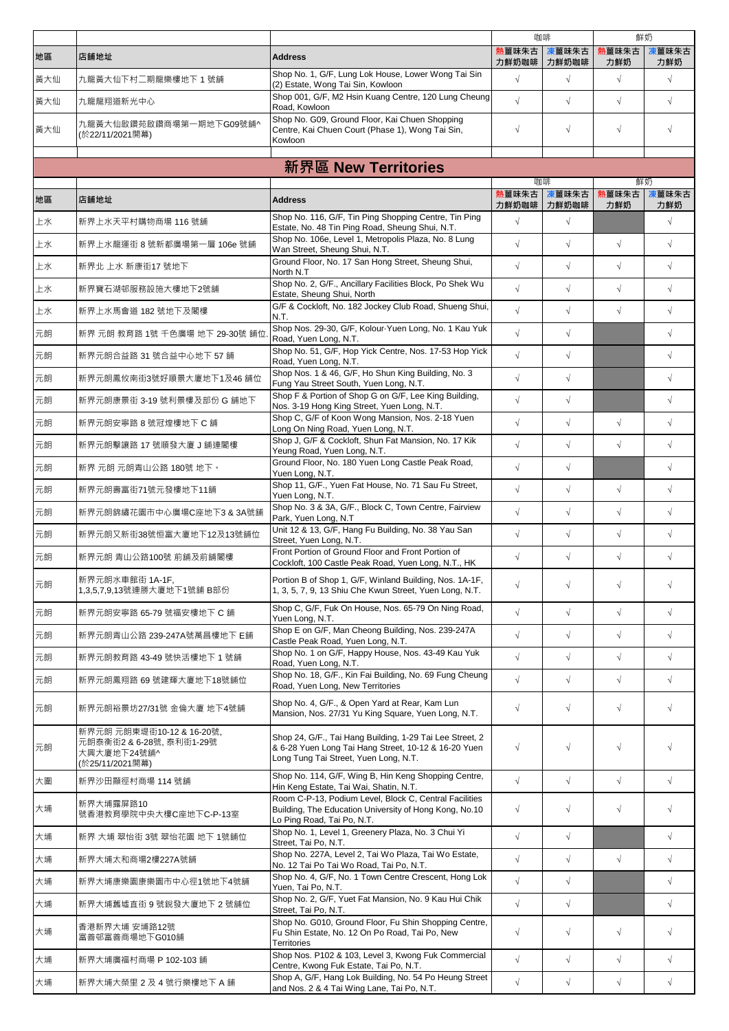| | | | 咖啡 | | 鮮奶 | |
|---|---|---|---|---|---|---|
| 地區 | 店鋪地址 | Address | 熱薑味朱古力鮮奶咖啡 | 凍薑味朱古力鮮奶咖啡 | 熱薑味朱古力鮮奶 | 凍薑味朱古力鮮奶 |
| 黃大仙 | 九龍黃大仙下村二期龍樂樓地下 1 號舖 | Shop No. 1, G/F, Lung Lok House, Lower Wong Tai Sin (2) Estate, Wong Tai Sin, Kowloon | √ | √ | √ | √ |
| 黃大仙 | 九龍龍翔道新光中心 | Shop 001, G/F, M2 Hsin Kuang Centre, 120 Lung Cheung Road, Kowloon | √ | √ | √ | √ |
| 黃大仙 | 九龍黃大仙啟鑽苑啟鑽商場第一期地下G09號舖^ (於22/11/2021開幕) | Shop No. G09, Ground Floor, Kai Chuen Shopping Centre, Kai Chuen Court (Phase 1), Wong Tai Sin, Kowloon | √ | √ | √ | √ |

# 新界區 New Territories

| | | | 咖啡 | | 鮮奶 | |
|---|---|---|---|---|---|---|
| 地區 | 店鋪地址 | Address | 熱薑味朱古力鮮奶咖啡 | 凍薑味朱古力鮮奶咖啡 | 熱薑味朱古力鮮奶 | 凍薑味朱古力鮮奶 |
| 上水 | 新界上水天平村購物商場 116 號舖 | Shop No. 116, G/F, Tin Ping Shopping Centre, Tin Ping Estate, No. 48 Tin Ping Road, Sheung Shui, N.T. | √ | √ | | √ |
| 上水 | 新界上水龍運街 8 號新都廣場第一層 106e 號舖 | Shop No. 106e, Level 1, Metropolis Plaza, No. 8 Lung Wan Street, Sheung Shui, N.T. | √ | √ | √ | √ |
| 上水 | 新界北 上水 新康街17 號地下 | Ground Floor, No. 17 San Hong Street, Sheung Shui, North N.T | √ | √ | √ | √ |
| 上水 | 新界寶石湖邨服務設施大樓地下2號舖 | Shop No. 2, G/F., Ancillary Facilities Block, Po Shek Wu Estate, Sheung Shui, North | √ | √ | √ | √ |
| 上水 | 新界上水馬會道 182 號地下及閣樓 | G/F & Cockloft, No. 182 Jockey Club Road, Shueng Shui, N.T. | √ | √ | √ | √ |
| 元朗 | 新界 元朗 教育路 1號 千色廣場 地下 29-30號 鋪位 | Shop Nos. 29-30, G/F, Kolour·Yuen Long, No. 1 Kau Yuk Road, Yuen Long, N.T. | √ | √ | | √ |
| 元朗 | 新界元朗合益路 31 號合益中心地下 57 舖 | Shop No. 51, G/F, Hop Yick Centre, Nos. 17-53 Hop Yick Road, Yuen Long, N.T. | √ | √ | | √ |
| 元朗 | 新界元朗鳳攸南街3號好順景大廈地下1及46 舖位 | Shop Nos. 1 & 46, G/F, Ho Shun King Building, No. 3 Fung Yau Street South, Yuen Long, N.T. | √ | √ | | √ |
| 元朗 | 新界元朗康景街 3-19 號利景樓及部份 G 舖地下 | Shop F & Portion of Shop G on G/F, Lee King Building, Nos. 3-19 Hong King Street, Yuen Long, N.T. | √ | √ | | √ |
| 元朗 | 新界元朗安寧路 8 號冠煌樓地下 C 舖 | Shop C, G/F of Koon Wong Mansion, Nos. 2-18 Yuen Long On Ning Road, Yuen Long, N.T. | √ | √ | √ | √ |
| 元朗 | 新界元朗擊讓路 17 號順發大廈 J 舖連閣樓 | Shop J, G/F & Cockloft, Shun Fat Mansion, No. 17 Kik Yeung Road, Yuen Long, N.T. | √ | √ | √ | √ |
| 元朗 | 新界 元朗 元朗青山公路 180號 地下。 | Ground Floor, No. 180 Yuen Long Castle Peak Road, Yuen Long, N.T. | √ | √ | | √ |
| 元朗 | 新界元朗壽富街71號元發樓地下11舖 | Shop 11, G/F., Yuen Fat House, No. 71 Sau Fu Street, Yuen Long, N.T. | √ | √ | √ | √ |
| 元朗 | 新界元朗錦繡花園市中心廣場C座地下3 & 3A號舖 | Shop No. 3 & 3A, G/F., Block C, Town Centre, Fairview Park, Yuen Long, N.T | √ | √ | √ | √ |
| 元朗 | 新界元朗又新街38號恒富大廈地下12及13號鋪位 | Unit 12 & 13, G/F, Hang Fu Building, No. 38 Yau San Street, Yuen Long, N.T. | √ | √ | √ | √ |
| 元朗 | 新界元朗 青山公路100號 前鋪及前舖閣樓 | Front Portion of Ground Floor and Front Portion of Cockloft, 100 Castle Peak Road, Yuen Long, N.T., HK | √ | √ | √ | √ |
| 元朗 | 新界元朗水車館街 1A-1F, 1,3,5,7,9,13號連勝大廈地下1號舖 B部份 | Portion B of Shop 1, G/F, Winland Building, Nos. 1A-1F, 1, 3, 5, 7, 9, 13 Shui Che Kwun Street, Yuen Long, N.T. | √ | √ | √ | √ |
| 元朗 | 新界元朗安寧路 65-79 號福安樓地下 C 舖 | Shop C, G/F, Fuk On House, Nos. 65-79 On Ning Road, Yuen Long, N.T. | √ | √ | √ | √ |
| 元朗 | 新界元朗青山公路 239-247A號萬昌樓地下 E舖 | Shop E on G/F, Man Cheong Building, Nos. 239-247A Castle Peak Road, Yuen Long, N.T. | √ | √ | √ | √ |
| 元朗 | 新界元朗教育路 43-49 號快活樓地下 1 號舖 | Shop No. 1 on G/F, Happy House, Nos. 43-49 Kau Yuk Road, Yuen Long, N.T. | √ | √ | √ | √ |
| 元朗 | 新界元朗鳳翔路 69 號建輝大廈地下18號舖位 | Shop No. 18, G/F., Kin Fai Building, No. 69 Fung Cheung Road, Yuen Long, New Territories | √ | √ | √ | √ |
| 元朗 | 新界元朗裕景坊27/31號 金倫大廈 地下4號舖 | Shop No. 4, G/F., & Open Yard at Rear, Kam Lun Mansion, Nos. 27/31 Yu King Square, Yuen Long, N.T. | √ | √ | √ | √ |
| 元朗 | 新界元朗 元朗東堤街10-12 & 16-20號, 元朗泰衡街2 & 6-28號, 泰利街1-29號 大興大廈地下24號舖^ (於25/11/2021開幕) | Shop 24, G/F., Tai Hang Building, 1-29 Tai Lee Street, 2 & 6-28 Yuen Long Tai Hang Street, 10-12 & 16-20 Yuen Long Tung Tai Street, Yuen Long, N.T. | √ | √ | √ | √ |
| 大圍 | 新界沙田顯徑村商場 114 號舖 | Shop No. 114, G/F, Wing B, Hin Keng Shopping Centre, Hin Keng Estate, Tai Wai, Shatin, N.T. | √ | √ | √ | √ |
| 大埔 | 新界大埔露屏路10號香港教育學院中央大樓C座地下C-P-13室 | Room C-P-13, Podium Level, Block C, Central Facilities Building, The Education University of Hong Kong, No.10 Lo Ping Road, Tai Po, N.T. | √ | √ | √ | √ |
| 大埔 | 新界 大埔 翠怡街 3號 翠怡花園 地下 1號舖位 | Shop No. 1, Level 1, Greenery Plaza, No. 3 Chui Yi Street, Tai Po, N.T. | √ | √ | | √ |
| 大埔 | 新界大埔太和商場2樓227A號舖 | Shop No. 227A, Level 2, Tai Wo Plaza, Tai Wo Estate, No. 12 Tai Po Tai Wo Road, Tai Po, N.T. | √ | √ | √ | √ |
| 大埔 | 新界大埔康樂園康樂園市中心徑1號地下4號舖 | Shop No. 4, G/F, No. 1 Town Centre Crescent, Hong Lok Yuen, Tai Po, N.T. | √ | √ | | √ |
| 大埔 | 新界大埔舊墟直街 9 號銳發大廈地下 2 號舖位 | Shop No. 2, G/F, Yuet Fat Mansion, No. 9 Kau Hui Chik Street, Tai Po, N.T. | √ | √ | | √ |
| 大埔 | 香港新界大埔 安埔路12號 富善邨富善商場地下G010舖 | Shop No. G010, Ground Floor, Fu Shin Shopping Centre, Fu Shin Estate, No. 12 On Po Road, Tai Po, New Territories | √ | √ | √ | √ |
| 大埔 | 新界大埔廣福村商場 P 102-103 舖 | Shop Nos. P102 & 103, Level 3, Kwong Fuk Commercial Centre, Kwong Fuk Estate, Tai Po, N.T. | √ | √ | √ | √ |
| 大埔 | 新界大埔大榮里 2 及 4 號行樂樓地下 A 舖 | Shop A, G/F, Hang Lok Building, No. 54 Po Heung Street and Nos. 2 & 4 Tai Wing Lane, Tai Po, N.T. | √ | √ | √ | √ |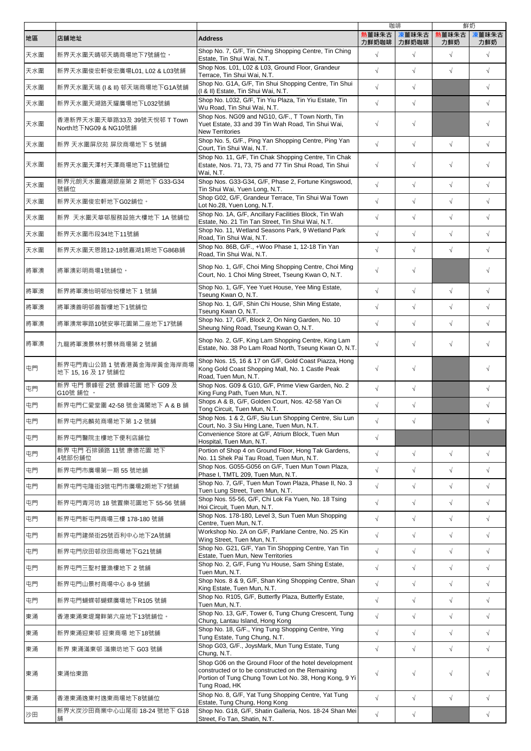| 地區 | 店鋪地址 | Address | 咖啡 | | 鮮奶 | |
|---|---|---|---|---|---|---|
| | | | 熱薑味朱古力鮮奶咖啡 | 凍薑味朱古力鮮奶咖啡 | 熱薑味朱古力鮮奶 | 凍薑味朱古力鮮奶 |
| 天水圍 | 新界天水圍天晴邨天晴商場地下7號舖位。 | Shop No. 7, G/F, Tin Ching Shopping Centre, Tin Ching Estate, Tin Shui Wai, N.T. | √ | √ | √ | √ |
| 天水圍 | 新界天水圍俊宏軒俊宏廣場L01, L02 & L03號舖 | Shop Nos. L01, L02 & L03, Ground Floor, Grandeur Terrace, Tin Shui Wai, N.T. | √ | √ | √ | √ |
| 天水圍 | 新界天水圍天瑞 (I & II) 邨天瑞商場地下G1A號舖 | Shop No. G1A, G/F, Tin Shui Shopping Centre, Tin Shui (I & II) Estate, Tin Shui Wai, N.T. | √ | √ | | √ |
| 天水圍 | 新界天水圍天湖路天耀廣場地下L032號舖 | Shop No. L032, G/F, Tin Yiu Plaza, Tin Yiu Estate, Tin Wu Road, Tin Shui Wai, N.T. | √ | √ | | √ |
| 天水圍 | 香港新界天水圍天華路33及 39號天悅邨 T Town North地下NG09 & NG10號舖 | Shop Nos. NG09 and NG10, G/F., T Town North, Tin Yuet Estate, 33 and 39 Tin Wah Road, Tin Shui Wai, New Territories | √ | √ | | √ |
| 天水圍 | 新界 天水圍屏欣苑 屏欣商場地下 5 號舖 | Shop No. 5, G/F., Ping Yan Shopping Centre, Ping Yan Court, Tin Shui Wai, N.T. | √ | √ | √ | √ |
| 天水圍 | 新界天水圍天澤村天澤商場地下11號舖位 | Shop No. 11, G/F, Tin Chak Shopping Centre, Tin Chak Estate, Nos. 71, 73, 75 and 77 Tin Shui Road, Tin Shui Wai, N.T. | √ | √ | √ | √ |
| 天水圍 | 新界元朗天水圍嘉湖銀座第 2 期地下 G33-G34 號舖位 | Shop Nos. G33-G34, G/F, Phase 2, Fortune Kingswood, Tin Shui Wai, Yuen Long, N.T. | √ | √ | √ | √ |
| 天水圍 | 新界天水圍俊宏軒地下G02舖位。 | Shop G02, G/F, Grandeur Terrace, Tin Shui Wai Town Lot No.28, Yuen Long, N.T. | √ | √ | √ | √ |
| 天水圍 | 新界 天水圍天華邨服務設施大樓地下 1A 號舖位 | Shop No. 1A, G/F, Ancillary Facilities Block, Tin Wah Estate, No. 21 Tin Tan Street, Tin Shui Wai, N.T. | √ | √ | √ | √ |
| 天水圍 | 新界天水圍市段34地下11號舖 | Shop No. 11, Wetland Seasons Park, 9 Wetland Park Road, Tin Shui Wai, N.T. | √ | √ | √ | √ |
| 天水圍 | 新界天水圍天恩路12-18號嘉湖1期地下G86B舖 | Shop No. 86B, G/F., +Woo Phase 1, 12-18 Tin Yan Road, Tin Shui Wai, N.T. | √ | √ | √ | √ |
| 將軍澳 | 將軍澳彩明商場1號舖位。 | Shop No. 1, G/F, Choi Ming Shopping Centre, Choi Ming Court, No. 1 Choi Ming Street, Tseung Kwan O, N.T. | √ | √ | | √ |
| 將軍澳 | 新界將軍澳怡明邨怡悅樓地下 1 號舖 | Shop No. 1, G/F, Yee Yuet House, Yee Ming Estate, Tseung Kwan O, N.T. | √ | √ | √ | √ |
| 將軍澳 | 將軍澳善明邨善智樓地下1號舖位 | Shop No. 1, G/F, Shin Chi House, Shin Ming Estate, Tseung Kwan O, N.T. | √ | √ | √ | √ |
| 將軍澳 | 將軍澳常寧路10號安寧花園第二座地下17號舖 | Shop No. 17, G/F, Block 2, On Ning Garden, No. 10 Sheung Ning Road, Tseung Kwan O, N.T. | √ | √ | √ | √ |
| 將軍澳 | 九龍將軍澳景林村景林商場第 2 號舖 | Shop No. 2, G/F, King Lam Shopping Centre, King Lam Estate, No. 38 Po Lam Road North, Tseung Kwan O, N.T. | √ | √ | √ | √ |
| 屯門 | 新界屯門青山公路 1 號香港黃金海岸黃金海岸商場地下 15, 16 及 17 號舖位 | Shop Nos. 15, 16 & 17 on G/F, Gold Coast Piazza, Hong Kong Gold Coast Shopping Mall, No. 1 Castle Peak Road, Tuen Mun, N.T. | √ | √ | | √ |
| 屯門 | 新界 屯門 景峰徑 2號 景峰花園 地下 G09 及 G10號 舖位 。 | Shop Nos. G09 & G10, G/F, Prime View Garden, No. 2 King Fung Path, Tuen Mun, N.T. | √ | √ | | √ |
| 屯門 | 新界屯門仁愛堂圍 42-58 號金滿閣地下 A & B 舖 | Shops A & B, G/F, Golden Court, Nos. 42-58 Yan Oi Tong Circuit, Tuen Mun, N.T. | √ | √ | | √ |
| 屯門 | 新界屯門兆麟苑商場地下第 1-2 號舖 | Shop Nos. 1 & 2, G/F, Siu Lun Shopping Centre, Siu Lun Court, No. 3 Siu Hing Lane, Tuen Mun, N.T. | √ | √ | | √ |
| 屯門 | 新界屯門醫院主樓地下便利店舖位 | Convenience Store at G/F, Atrium Block, Tuen Mun Hospital, Tuen Mun, N.T. | √ | | | |
| 屯門 | 新界 屯門 石排頭路 11號 康德花園 地下 4號部份舖位 | Portion of Shop 4 on Ground Floor, Hong Tak Gardens, No. 11 Shek Pai Tau Road, Tuen Mun, N.T. | √ | √ | √ | √ |
| 屯門 | 新界屯門市廣場第一期 55 號地舖 | Shop Nos. G055-G056 on G/F, Tuen Mun Town Plaza, Phase I, TMTL 209, Tuen Mun, N.T. | √ | √ | √ | √ |
| 屯門 | 新界屯門屯隆街3號屯門市廣場2期地下7號舖 | Shop No. 7, G/F, Tuen Mun Town Plaza, Phase II, No. 3 Tuen Lung Street, Tuen Mun, N.T. | √ | √ | √ | √ |
| 屯門 | 新界屯門青河坊 18 號置樂花園地下 55-56 號舖 | Shop Nos. 55-56, G/F, Chi Lok Fa Yuen, No. 18 Tsing Hoi Circuit, Tuen Mun, N.T. | √ | √ | √ | √ |
| 屯門 | 新界屯門新屯門商場三樓 178-180 號舖 | Shop Nos. 178-180, Level 3, Sun Tuen Mun Shopping Centre, Tuen Mun, N.T. | √ | √ | √ | √ |
| 屯門 | 新界屯門建榮街25號百利中心地下2A號舖 | Workshop No. 2A on G/F, Parklane Centre, No. 25 Kin Wing Street, Tuen Mun, N.T. | √ | √ | √ | √ |
| 屯門 | 新界屯門欣田邨欣田商場地下G21號舖 | Shop No. G21, G/F, Yan Tin Shopping Centre, Yan Tin Estate, Tuen Mun, New Territories | √ | √ | √ | √ |
| 屯門 | 新界屯門三聖村豐漁樓地下 2 號舖 | Shop No. 2, G/F, Fung Yu House, Sam Shing Estate, Tuen Mun, N.T. | √ | √ | √ | √ |
| 屯門 | 新界屯門山景村商場中心 8-9 號舖 | Shop Nos. 8 & 9, G/F, Shan King Shopping Centre, Shan King Estate, Tuen Mun, N.T. | √ | √ | √ | √ |
| 屯門 | 新界屯門蝴蝶邨蝴蝶廣場地下R105 號舖 | Shop No. R105, G/F, Butterfly Plaza, Butterfly Estate, Tuen Mun, N.T. | √ | √ | √ | √ |
| 東涌 | 香港東涌東堤灣畔第六座地下13號舖位。 | Shop No. 13, G/F, Tower 6, Tung Chung Crescent, Tung Chung, Lantau Island, Hong Kong | √ | √ | √ | √ |
| 東涌 | 新界東涌迎東邨 迎東商場 地下18號舖 | Shop No. 18, G/F., Ying Tung Shopping Centre, Ying Tung Estate, Tung Chung, N.T. | √ | √ | √ | √ |
| 東涌 | 新界 東涌滿東邨 滿樂坊地下 G03 號舖 | Shop G03, G/F., JoysMark, Mun Tung Estate, Tung Chung, N.T. | √ | √ | √ | √ |
| 東涌 | 東涌怡東路 | Shop G06 on the Ground Floor of the hotel development constructed or to be constructed on the Remaining Portion of Tung Chung Town Lot No. 38, Hong Kong, 9 Yi Tung Road, HK | √ | √ | √ | √ |
| 東涌 | 香港東涌逸東村逸東商場地下8號舖位 | Shop No. 8, G/F, Yat Tung Shopping Centre, Yat Tung Estate, Tung Chung, Hong Kong | √ | √ | √ | √ |
| 沙田 | 新界火炭沙田商業中心山尾街 18-24 號地下 G18 舖 | Shop No. G18, G/F, Shatin Galleria, Nos. 18-24 Shan Mei Street, Fo Tan, Shatin, N.T. | √ | √ | | √ |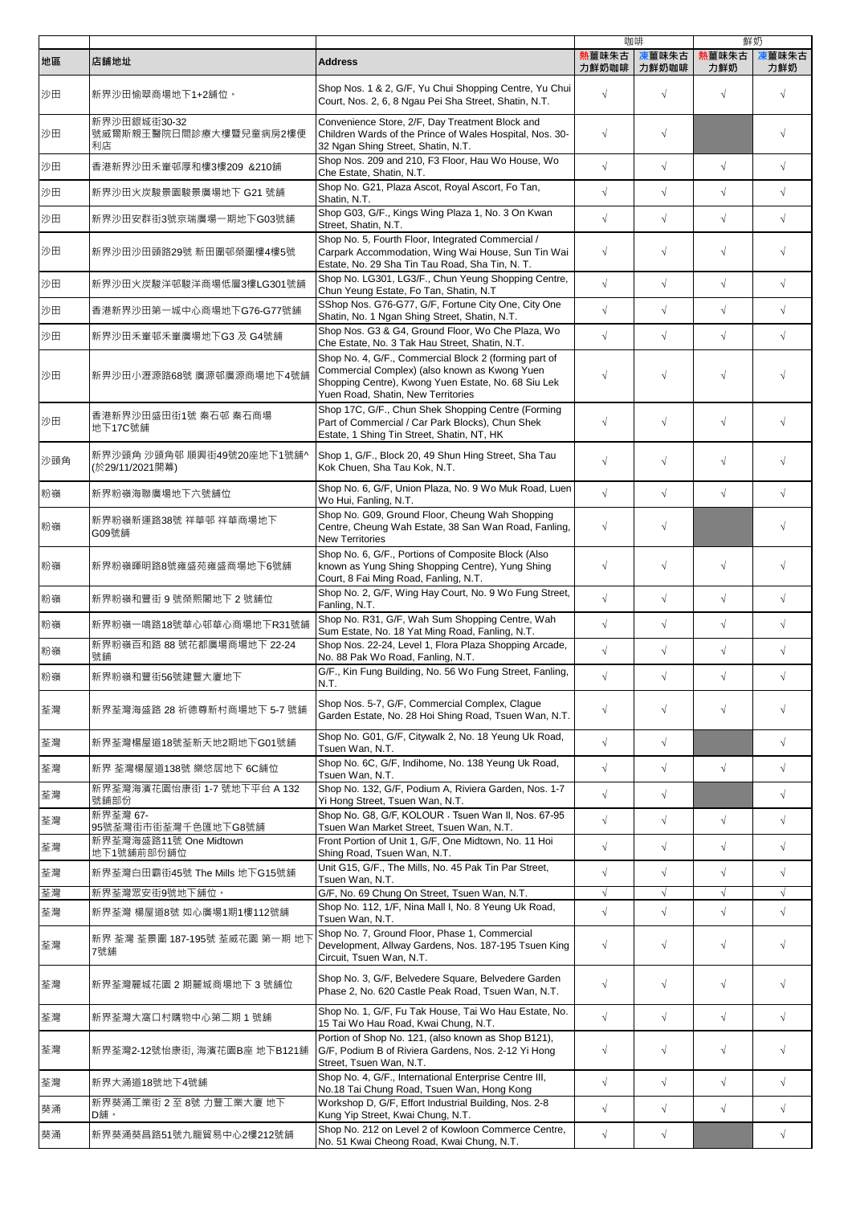|  |  |  | 咖啡 |  | 鮮奶 |  |
|---|---|---|---|---|---|---|
| 地區 | 店鋪地址 | Address | 熱薑味朱古力鮮奶咖啡 | 凍薑味朱古力鮮奶咖啡 | 熱薑味朱古力鮮奶 | 凍薑味朱古力鮮奶 |
| 沙田 | 新界沙田愉翠商場地下1+2舖位。 | Shop Nos. 1 & 2, G/F, Yu Chui Shopping Centre, Yu Chui Court, Nos. 2, 6, 8 Ngau Pei Sha Street, Shatin, N.T. | √ | √ | √ | √ |
| 沙田 | 新界沙田銀城街30-32號威爾斯親王醫院日間診療大樓暨兒童病房2樓便利店 | Convenience Store, 2/F, Day Treatment Block and Children Wards of the Prince of Wales Hospital, Nos. 30-32 Ngan Shing Street, Shatin, N.T. | √ | √ |  | √ |
| 沙田 | 香港新界沙田禾輋邨厚和樓3樓209 &210鋪 | Shop Nos. 209 and 210, F3 Floor, Hau Wo House, Wo Che Estate, Shatin, N.T. | √ | √ | √ | √ |
| 沙田 | 新界沙田火炭駿景園駿景廣場地下 G21 號舖 | Shop No. G21, Plaza Ascot, Royal Ascort, Fo Tan, Shatin, N.T. | √ | √ | √ | √ |
| 沙田 | 新界沙田安群街3號京瑞廣場一期地下G03號舖 | Shop G03, G/F., Kings Wing Plaza 1, No. 3 On Kwan Street, Shatin, N.T. | √ | √ | √ | √ |
| 沙田 | 新界沙田沙田頭路29號 新田圍邨榮圍樓4樓5號 | Shop No. 5, Fourth Floor, Integrated Commercial / Carpark Accommodation, Wing Wai House, Sun Tin Wai Estate, No. 29 Sha Tin Tau Road, Sha Tin, N. T. | √ | √ | √ | √ |
| 沙田 | 新界沙田火炭駿洋邨駿洋商場低層3樓LG301號舖 | Shop No. LG301, LG3/F., Chun Yeung Shopping Centre, Chun Yeung Estate, Fo Tan, Shatin, N.T | √ | √ | √ | √ |
| 沙田 | 香港新界沙田第一城中心商場地下G76-G77號舖 | SShop Nos. G76-G77, G/F, Fortune City One, City One Shatin, No. 1 Ngan Shing Street, Shatin, N.T. | √ | √ | √ | √ |
| 沙田 | 新界沙田禾輋邨禾輋廣場地下G3 及 G4號舖 | Shop Nos. G3 & G4, Ground Floor, Wo Che Plaza, Wo Che Estate, No. 3 Tak Hau Street, Shatin, N.T. | √ | √ | √ | √ |
| 沙田 | 新界沙田小瀝源路68號 廣源邨廣源商場地下4號舖 | Shop No. 4, G/F., Commercial Block 2 (forming part of Commercial Complex) (also known as Kwong Yuen Shopping Centre), Kwong Yuen Estate, No. 68 Siu Lek Yuen Road, Shatin, New Territories | √ | √ | √ | √ |
| 沙田 | 香港新界沙田盛田街1號 秦石邨 秦石商場 地下17C號舖 | Shop 17C, G/F., Chun Shek Shopping Centre (Forming Part of Commercial / Car Park Blocks), Chun Shek Estate, 1 Shing Tin Street, Shatin, NT, HK | √ | √ | √ | √ |
| 沙頭角 | 新界沙頭角 沙頭角邨 順興街49號20座地下1號舖^ (於29/11/2021開幕) | Shop 1, G/F., Block 20, 49 Shun Hing Street, Sha Tau Kok Chuen, Sha Tau Kok, N.T. | √ | √ | √ | √ |
| 粉嶺 | 新界粉嶺海聯廣場地下六號舖位 | Shop No. 6, G/F, Union Plaza, No. 9 Wo Muk Road, Luen Wo Hui, Fanling, N.T. | √ | √ | √ | √ |
| 粉嶺 | 新界粉嶺新運路38號 祥華邨 祥華商場地下G09號舖 | Shop No. G09, Ground Floor, Cheung Wah Shopping Centre, Cheung Wah Estate, 38 San Wan Road, Fanling, New Territories | √ | √ |  | √ |
| 粉嶺 | 新界粉嶺暉明路8號雍盛苑雍盛商場地下6號舖 | Shop No. 6, G/F., Portions of Composite Block (Also known as Yung Shing Shopping Centre), Yung Shing Court, 8 Fai Ming Road, Fanling, N.T. | √ | √ | √ | √ |
| 粉嶺 | 新界粉嶺和豐街 9 號榮熙閣地下 2 號舖位 | Shop No. 2, G/F, Wing Hay Court, No. 9 Wo Fung Street, Fanling, N.T. | √ | √ | √ | √ |
| 粉嶺 | 新界粉嶺一嗚路18號華心邨華心商場地下R31號舖 | Shop No. R31, G/F, Wah Sum Shopping Centre, Wah Sum Estate, No. 18 Yat Ming Road, Fanling, N.T. | √ | √ | √ | √ |
| 粉嶺 | 新界粉嶺百和路 88 號花都廣場商場地下 22-24 號舖 | Shop Nos. 22-24, Level 1, Flora Plaza Shopping Arcade, No. 88 Pak Wo Road, Fanling, N.T. | √ | √ | √ | √ |
| 粉嶺 | 新界粉嶺和豐街56號建豐大廈地下 | G/F., Kin Fung Building, No. 56 Wo Fung Street, Fanling, N.T. | √ | √ | √ | √ |
| 荃灣 | 新界荃灣海盛路 28 祈德尊新村商場地下 5-7 號舖 | Shop Nos. 5-7, G/F, Commercial Complex, Clague Garden Estate, No. 28 Hoi Shing Road, Tsuen Wan, N.T. | √ | √ | √ | √ |
| 荃灣 | 新界荃灣楊屋道18號荃新天地2期地下G01號舖 | Shop No. G01, G/F, Citywalk 2, No. 18 Yeung Uk Road, Tsuen Wan, N.T. | √ | √ |  | √ |
| 荃灣 | 新界 荃灣楊屋道138號 樂悠居地下 6C舖位 | Shop No. 6C, G/F, Indihome, No. 138 Yeung Uk Road, Tsuen Wan, N.T. | √ | √ | √ | √ |
| 荃灣 | 新界荃灣海濱花園怡康街 1-7 號地下平台 A 132 號舖部份 | Shop No. 132, G/F, Podium A, Riviera Garden, Nos. 1-7 Yi Hong Street, Tsuen Wan, N.T. | √ | √ |  | √ |
| 荃灣 | 新界荃灣 67-95號荃灣街市街荃灣千色匯地下G8號舖 | Shop No. G8, G/F, KOLOUR . Tsuen Wan II, Nos. 67-95 Tsuen Wan Market Street, Tsuen Wan, N.T. | √ | √ | √ | √ |
| 荃灣 | 新界荃灣海盛路11號 One Midtown 地下1號舖前部份舖位 | Front Portion of Unit 1, G/F, One Midtown, No. 11 Hoi Shing Road, Tsuen Wan, N.T. | √ | √ | √ | √ |
| 荃灣 | 新界荃灣白田霸街45號 The Mills 地下G15號舖 | Unit G15, G/F., The Mills, No. 45 Pak Tin Par Street, Tsuen Wan, N.T. | √ | √ | √ | √ |
| 荃灣 | 新界荃灣眾安街9號地下舖位。 | G/F, No. 69 Chung On Street, Tsuen Wan, N.T. | √ | √ | √ | √ |
| 荃灣 | 新界荃灣 楊屋道8號 如心廣場1期1樓112號舖 | Shop No. 112, 1/F, Nina Mall I, No. 8 Yeung Uk Road, Tsuen Wan, N.T. | √ | √ | √ | √ |
| 荃灣 | 新界 荃灣 荃景圍 187-195號 荃威花園 第一期 地下7號舖 | Shop No. 7, Ground Floor, Phase 1, Commercial Development, Allway Gardens, Nos. 187-195 Tsuen King Circuit, Tsuen Wan, N.T. | √ | √ | √ | √ |
| 荃灣 | 新界荃灣麗城花園 2 期麗城商場地下 3 號舖位 | Shop No. 3, G/F, Belvedere Square, Belvedere Garden Phase 2, No. 620 Castle Peak Road, Tsuen Wan, N.T. | √ | √ | √ | √ |
| 荃灣 | 新界荃灣大窩口村購物中心第二期 1 號舖 | Shop No. 1, G/F, Fu Tak House, Tai Wo Hau Estate, No. 15 Tai Wo Hau Road, Kwai Chung, N.T. | √ | √ | √ | √ |
| 荃灣 | 新界荃灣2-12號怡康街, 海濱花園B座 地下B121舖 | Portion of Shop No. 121, (also known as Shop B121), G/F, Podium B of Riviera Gardens, Nos. 2-12 Yi Hong Street, Tsuen Wan, N.T. | √ | √ | √ | √ |
| 荃灣 | 新界大涌道18號地下4號舖 | Shop No. 4, G/F., International Enterprise Centre III, No.18 Tai Chung Road, Tsuen Wan, Hong Kong | √ | √ | √ | √ |
| 葵涌 | 新界葵涌工業街 2 至 8號 力豐工業大廈 地下D舖。 | Workshop D, G/F, Effort Industrial Building, Nos. 2-8 Kung Yip Street, Kwai Chung, N.T. | √ | √ | √ | √ |
| 葵涌 | 新界葵涌葵昌路51號九龍貿易中心2樓212號舖 | Shop No. 212 on Level 2 of Kowloon Commerce Centre, No. 51 Kwai Cheong Road, Kwai Chung, N.T. | √ | √ |  | √ |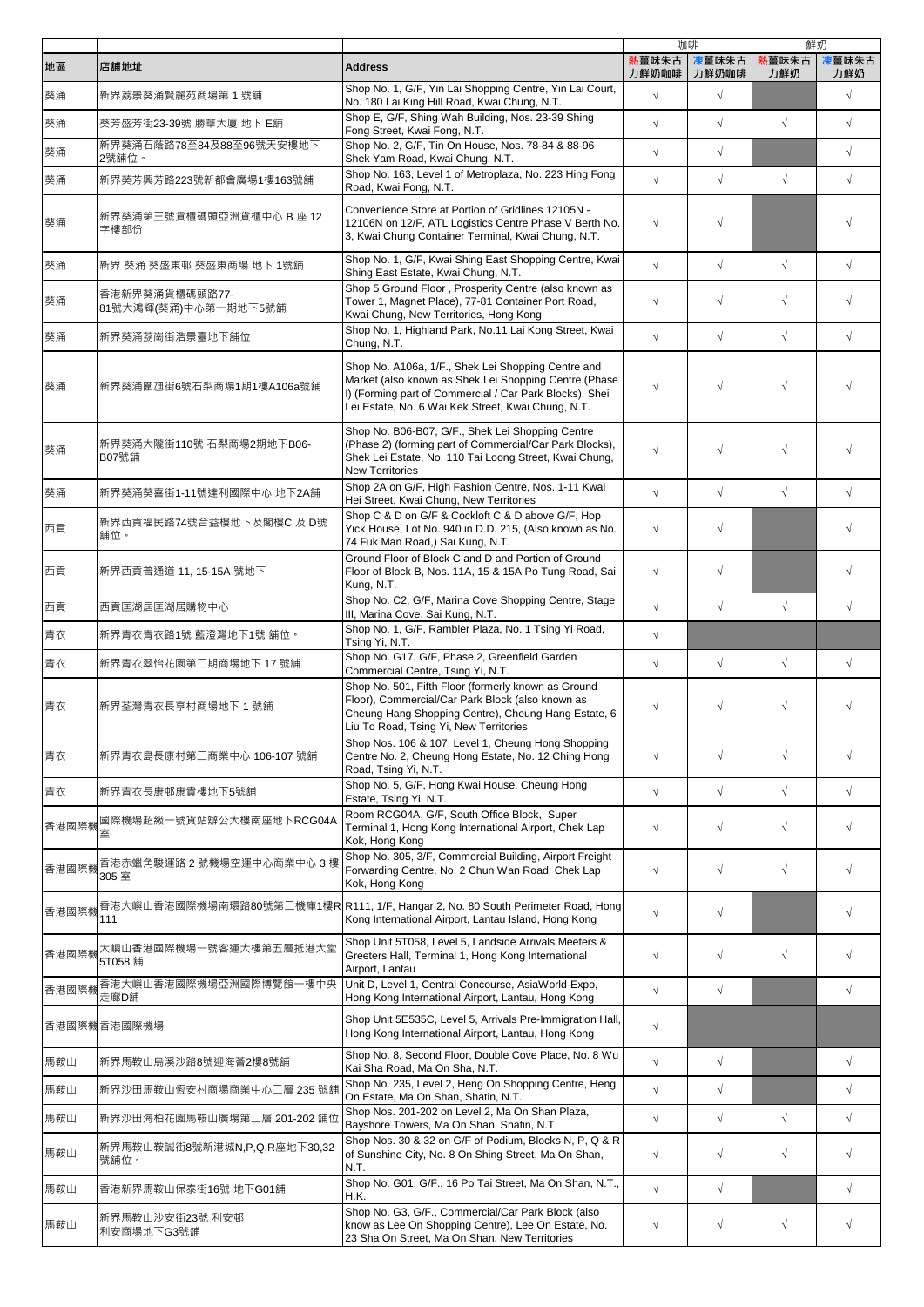| | | | 咖啡 | | 鮮奶 | |
|---|---|---|---|---|---|---|
| 地區 | 店鋪地址 | Address | 熱薑味朱古力鮮奶咖啡 | 凍薑味朱古力鮮奶咖啡 | 熱薑味朱古力鮮奶 | 凍薑味朱古力鮮奶 |
| 葵涌 | 新界荔景葵涌賢麗苑商場第 1 號舖 | Shop No. 1, G/F, Yin Lai Shopping Centre, Yin Lai Court, No. 180 Lai King Hill Road, Kwai Chung, N.T. | √ | √ | | √ |
| 葵涌 | 葵芳盛芳街23-39號 勝華大廈 地下 E舖 | Shop E, G/F, Shing Wah Building, Nos. 23-39 Shing Fong Street, Kwai Fong, N.T. | √ | √ | √ | √ |
| 葵涌 | 新界葵涌石蔭路78至84及88至96號天安樓地下2號舖位。 | Shop No. 2, G/F, Tin On House, Nos. 78-84 & 88-96 Shek Yam Road, Kwai Chung, N.T. | √ | √ | | √ |
| 葵涌 | 新界葵芳興芳路223號新都會廣場1樓163號舖 | Shop No. 163, Level 1 of Metroplaza, No. 223 Hing Fong Road, Kwai Fong, N.T. | √ | √ | √ | √ |
| 葵涌 | 新界葵涌第三號貨櫃碼頭亞洲貨櫃中心 B 座 12 字樓部份 | Convenience Store at Portion of Gridlines 12105N - 12106N on 12/F, ATL Logistics Centre Phase V Berth No. 3, Kwai Chung Container Terminal, Kwai Chung, N.T. | √ | √ | | √ |
| 葵涌 | 新界 葵涌 葵盛東邨 葵盛東商場 地下 1號舖 | Shop No. 1, G/F, Kwai Shing East Shopping Centre, Kwai Shing East Estate, Kwai Chung, N.T. | √ | √ | √ | √ |
| 葵涌 | 香港新界葵涌貨櫃碼頭路77-81號大鴻輝(葵涌)中心第一期地下5號舖 | Shop 5 Ground Floor , Prosperity Centre (also known as Tower 1, Magnet Place), 77-81 Container Port Road, Kwai Chung, New Territories, Hong Kong | √ | √ | √ | √ |
| 葵涌 | 新界葵涌荔崗街浩景臺地下舖位 | Shop No. 1, Highland Park, No.11 Lai Kong Street, Kwai Chung, N.T. | √ | √ | √ | √ |
| 葵涌 | 新界葵涌圍廼街6號石梨商場1期1樓A106a號舖 | Shop No. A106a, 1/F., Shek Lei Shopping Centre and Market (also known as Shek Lei Shopping Centre (Phase I) (Forming part of Commercial / Car Park Blocks), Shei Lei Estate, No. 6 Wai Kek Street, Kwai Chung, N.T. | √ | √ | √ | √ |
| 葵涌 | 新界葵涌大隴街110號 石梨商場2期地下B06-B07號舖 | Shop No. B06-B07, G/F., Shek Lei Shopping Centre (Phase 2) (forming part of Commercial/Car Park Blocks), Shek Lei Estate, No. 110 Tai Loong Street, Kwai Chung, New Territories | √ | √ | √ | √ |
| 葵涌 | 新界葵涌葵喜街1-11號達利國際中心 地下2A舖 | Shop 2A on G/F, High Fashion Centre, Nos. 1-11 Kwai Hei Street, Kwai Chung, New Territories | √ | √ | √ | √ |
| 西貢 | 新界西貢福民路74號合益樓地下及閣樓C 及 D號舖位。 | Shop C & D on G/F & Cockloft C & D above G/F, Hop Yick House, Lot No. 940 in D.D. 215, (Also known as No. 74 Fuk Man Road,) Sai Kung, N.T. | √ | √ | | √ |
| 西貢 | 新界西貢普通道 11, 15-15A 號地下 | Ground Floor of Block C and D and Portion of Ground Floor of Block B, Nos. 11A, 15 & 15A Po Tung Road, Sai Kung, N.T. | √ | √ | | √ |
| 西貢 | 西貢匡湖居匡湖居購物中心 | Shop No. C2, G/F, Marina Cove Shopping Centre, Stage III, Marina Cove, Sai Kung, N.T. | √ | √ | √ | √ |
| 青衣 | 新界青衣青衣路1號 藍澄灣地下1號 鋪位。 | Shop No. 1, G/F, Rambler Plaza, No. 1 Tsing Yi Road, Tsing Yi, N.T. | √ | | | |
| 青衣 | 新界青衣翠怡花園第二期商場地下 17 號舖 | Shop No. G17, G/F, Phase 2, Greenfield Garden Commercial Centre, Tsing Yi, N.T. | √ | √ | √ | √ |
| 青衣 | 新界荃灣青衣長亨村商場地下 1 號舖 | Shop No. 501, Fifth Floor (formerly known as Ground Floor), Commercial/Car Park Block (also known as Cheung Hang Shopping Centre), Cheung Hang Estate, 6 Liu To Road, Tsing Yi, New Territories | √ | √ | √ | √ |
| 青衣 | 新界青衣島長康村第二商業中心 106-107 號舖 | Shop Nos. 106 & 107, Level 1, Cheung Hong Shopping Centre No. 2, Cheung Hong Estate, No. 12 Ching Hong Road, Tsing Yi, N.T. | √ | √ | √ | √ |
| 青衣 | 新界青衣長康邨康貴樓地下5號舖 | Shop No. 5, G/F, Hong Kwai House, Cheung Hong Estate, Tsing Yi, N.T. | √ | √ | √ | √ |
| 香港國際機 | 國際機場超級一號貨站辦公大樓南座地下RCG04A室 | Room RCG04A, G/F, South Office Block, Super Terminal 1, Hong Kong International Airport, Chek Lap Kok, Hong Kong | √ | √ | √ | √ |
| 香港國際機 | 香港赤鱲角駿運路 2 號機場空運中心商業中心 3 樓 305 室 | Shop No. 305, 3/F, Commercial Building, Airport Freight Forwarding Centre, No. 2 Chun Wan Road, Chek Lap Kok, Hong Kong | √ | √ | √ | √ |
| 香港國際機 | 香港大嶼山香港國際機場南環路80號第二機庫1樓R111 | R111, 1/F, Hangar 2, No. 80 South Perimeter Road, Hong Kong International Airport, Lantau Island, Hong Kong | √ | √ | | √ |
| 香港國際機 | 大嶼山香港國際機場一號客運大樓第五層抵港大堂5T058 鋪 | Shop Unit 5T058, Level 5, Landside Arrivals Meeters & Greeters Hall, Terminal 1, Hong Kong International Airport, Lantau | √ | √ | √ | √ |
| 香港國際機 | 香港大嶼山香港國際機場亞洲國際博覽館一樓中央走廊D舖 | Unit D, Level 1, Central Concourse, AsiaWorld-Expo, Hong Kong International Airport, Lantau, Hong Kong | √ | √ | | √ |
| 香港國際機 | 香港國際機場 | Shop Unit 5E535C, Level 5, Arrivals Pre-Immigration Hall, Hong Kong International Airport, Lantau, Hong Kong | √ | | | |
| 馬鞍山 | 新界馬鞍山烏溪沙路8號迎海薈2樓8號舖 | Shop No. 8, Second Floor, Double Cove Place, No. 8 Wu Kai Sha Road, Ma On Sha, N.T. | √ | √ | | √ |
| 馬鞍山 | 新界沙田馬鞍山恆安村商場商業中心二層 235 號舖 | Shop No. 235, Level 2, Heng On Shopping Centre, Heng On Estate, Ma On Shan, Shatin, N.T. | √ | √ | | √ |
| 馬鞍山 | 新界沙田海柏花園馬鞍山廣場第二層 201-202 鋪位 | Shop Nos. 201-202 on Level 2, Ma On Shan Plaza, Bayshore Towers, Ma On Shan, Shatin, N.T. | √ | √ | √ | √ |
| 馬鞍山 | 新界馬鞍山鞍誠街8號新港城N,P,Q,R座地下30,32號舖位。 | Shop Nos. 30 & 32 on G/F of Podium, Blocks N, P, Q & R of Sunshine City, No. 8 On Shing Street, Ma On Shan, N.T. | √ | √ | √ | √ |
| 馬鞍山 | 香港新界馬鞍山保泰街16號 地下G01舖 | Shop No. G01, G/F., 16 Po Tai Street, Ma On Shan, N.T., H.K. | √ | √ | | √ |
| 馬鞍山 | 新界馬鞍山沙安街23號 利安邨 利安商場地下G3號舖 | Shop No. G3, G/F., Commercial/Car Park Block (also know as Lee On Shopping Centre), Lee On Estate, No. 23 Sha On Street, Ma On Shan, New Territories | √ | √ | √ | √ |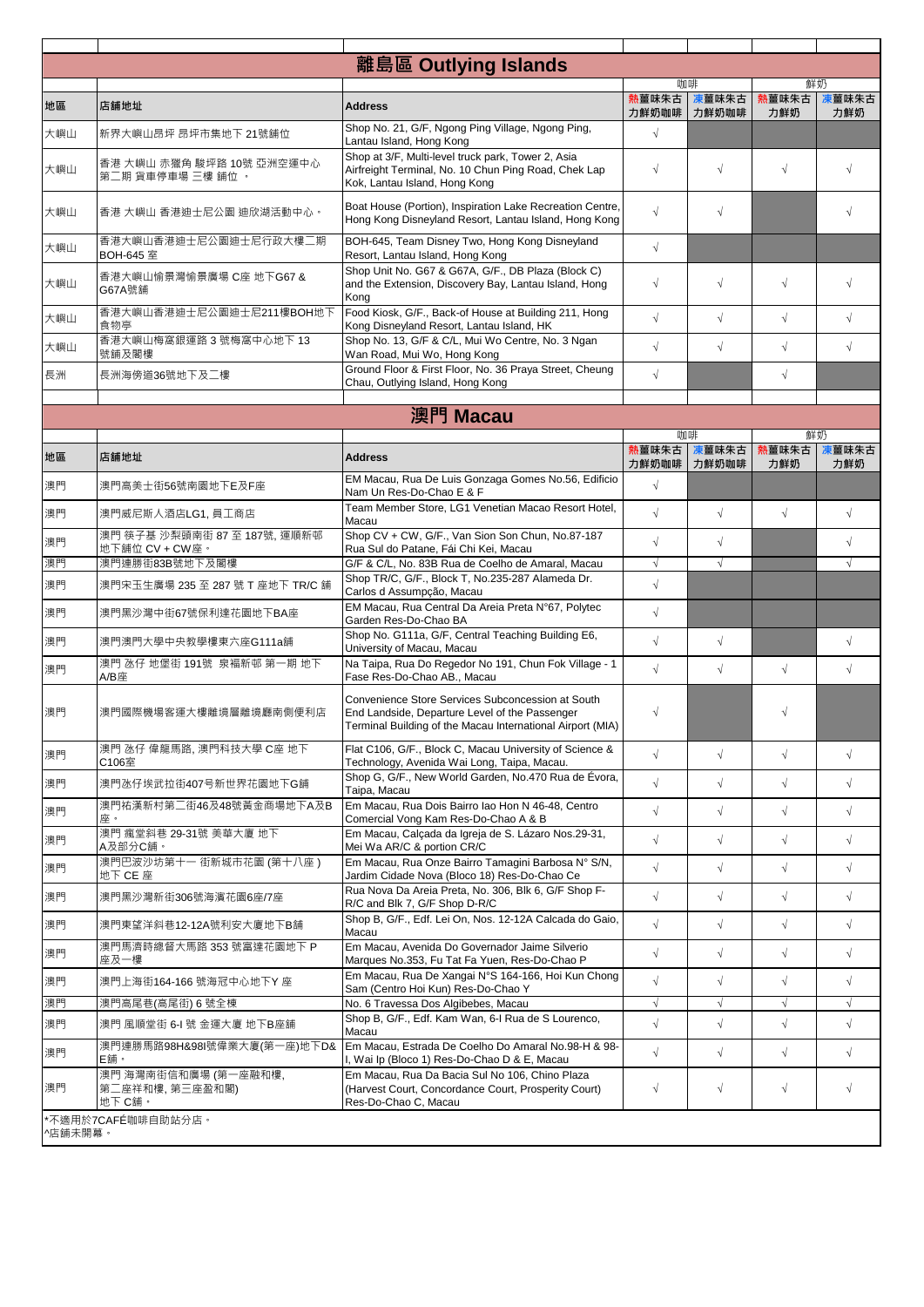## 離島區 Outlying Islands

| 地區 | 店舖地址 | Address | 咖啡 | | 鮮奶 | |
|---|---|---|---|---|---|---|
| | | | 熱薑味朱古力鮮奶咖啡 | 凍薑味朱古力鮮奶咖啡 | 熱薑味朱古力鮮奶 | 凍薑味朱古力鮮奶 |
| 大嶼山 | 新界大嶼山昂坪 昂坪市集地下 21號舖位 | Shop No. 21, G/F, Ngong Ping Village, Ngong Ping, Lantau Island, Hong Kong | √ | | | |
| 大嶼山 | 香港 大嶼山 赤鱲角 駿坪路 10號 亞洲空運中心 第二期 貨車停車場 三樓 舖位 。 | Shop at 3/F, Multi-level truck park, Tower 2, Asia Airfreight Terminal, No. 10 Chun Ping Road, Chek Lap Kok, Lantau Island, Hong Kong | √ | √ | √ | √ |
| 大嶼山 | 香港 大嶼山 香港迪士尼公園 廸欣湖活動中心 。 | Boat House (Portion), Inspiration Lake Recreation Centre, Hong Kong Disneyland Resort, Lantau Island, Hong Kong | √ | √ | | √ |
| 大嶼山 | 香港大嶼山香港廸士尼公園廸士尼行政大樓二期 BOH-645 室 | BOH-645, Team Disney Two, Hong Kong Disneyland Resort, Lantau Island, Hong Kong | √ | | | |
| 大嶼山 | 香港大嶼山愉景灣愉景廣場 C座 地下G67 & G67A號舖 | Shop Unit No. G67 & G67A, G/F., DB Plaza (Block C) and the Extension, Discovery Bay, Lantau Island, Hong Kong | √ | √ | √ | √ |
| 大嶼山 | 香港大嶼山香港廸士尼公園廸士尼211樓BOH地下食物亭 | Food Kiosk, G/F., Back-of House at Building 211, Hong Kong Disneyland Resort, Lantau Island, HK | √ | √ | √ | √ |
| 大嶼山 | 香港大嶼山梅窩銀運路 3 號梅窩中心地下 13 號舖及閣樓 | Shop No. 13, G/F & C/L, Mui Wo Centre, No. 3 Ngan Wan Road, Mui Wo, Hong Kong | √ | √ | √ | √ |
| 長洲 | 長洲海傍道36號地下及二樓 | Ground Floor & First Floor, No. 36 Praya Street, Cheung Chau, Outlying Island, Hong Kong | √ | | √ | |

## 澳門 Macau

| 地區 | 店舖地址 | Address | 咖啡 | | 鮮奶 | |
|---|---|---|---|---|---|---|
| | | | 熱薑味朱古力鮮奶咖啡 | 凍薑味朱古力鮮奶咖啡 | 熱薑味朱古力鮮奶 | 凍薑味朱古力鮮奶 |
| 澳門 | 澳門高美士街56號南園地下E及F座 | EM Macau, Rua De Luis Gonzaga Gomes No.56, Edificio Nam Un Res-Do-Chao E & F | √ | | | |
| 澳門 | 澳門威尼斯人酒店LG1, 員工商店 | Team Member Store, LG1 Venetian Macao Resort Hotel, Macau | √ | √ | √ | √ |
| 澳門 | 澳門 筷子基 沙梨頭南街 87 至 187號, 運順新邨 地下舖位 CV + CW座 。 | Shop CV + CW, G/F., Van Sion Sun Chun, No.87-187 Rua Sul do Patane, Fái Chi Kei, Macau | √ | √ | | √ |
| 澳門 | 澳門連勝街83B號地下及閣樓 | G/F & C/L No. 83B Rua de Coelho de Amaral, Macau | √ | √ | | √ |
| 澳門 | 澳門宋玉生廣場 235 至 287 號 T 座地下 TR/C 舖 | Shop TR/C, G/F., Block T, No.235-287 Alameda Dr. Carlos d Assumpção, Macau | √ | | | |
| 澳門 | 澳門黑沙灣中街67號保利達花園地下BA座 | EM Macau, Rua Central Da Areia Preta N°67, Polytec Garden Res-Do-Chao BA | √ | | | |
| 澳門 | 澳門澳門大學中央教學樓東六座G111a舖 | Shop No. G111a, G/F, Central Teaching Building E6, University of Macau, Macau | √ | √ | | √ |
| 澳門 | 澳門 氹仔 地堡街 191號 泉福新邨 第一期 地下 A/B座 | Na Taipa, Rua Do Regedor No 191, Chun Fok Village - 1 Fase Res-Do-Chao AB., Macau | √ | √ | √ | √ |
| 澳門 | 澳門國際機場客運大樓離境層離境廳南側便利店 | Convenience Store Services Subconcession at South End Landside, Departure Level of the Passenger Terminal Building of the Macau International Airport (MIA) | √ | | √ | |
| 澳門 | 澳門 氹仔 偉龍馬路, 澳門科技大學 C座 地下 C106室 | Flat C106, G/F., Block C, Macau University of Science & Technology, Avenida Wai Long, Taipa, Macau. | √ | √ | √ | √ |
| 澳門 | 澳門氹仔埃武拉街407號新世界花園地下G舖 | Shop G, G/F., New World Garden, No.470 Rua de Évora, Taipa, Macau | √ | √ | √ | √ |
| 澳門 | 澳門祐漢新村第二街46及48號黃金商場地下A及B座 。 | Em Macau, Rua Dois Bairro Iao Hon N 46-48, Centro Comercial Vong Kam Res-Do-Chao A & B | √ | √ | √ | √ |
| 澳門 | 澳門 瘋堂斜巷 29-31號 美華大廈 地下 A及部分C舖 。 | Em Macau, Calçada da Igreja de S. Lázaro Nos.29-31, Mei Wa AR/C & portion CR/C | √ | √ | √ | √ |
| 澳門 | 澳門巴波沙坊第十一 街新城市花園 (第十八座 ) 地下 CE 座 | Em Macau, Rua Onze Bairro Tamagini Barbosa N° S/N, Jardim Cidade Nova (Bloco 18) Res-Do-Chao Ce | √ | √ | √ | √ |
| 澳門 | 澳門黑沙灣新街306號海濱花園6座/7座 | Rua Nova Da Areia Preta, No. 306, Blk 6, G/F Shop F-R/C and Blk 7, G/F Shop D-R/C | √ | √ | √ | √ |
| 澳門 | 澳門東望洋斜巷12-12A號利安大廈地下B舖 | Shop B, G/F., Edf. Lei On, Nos. 12-12A Calcada do Gaio, Macau | √ | √ | √ | √ |
| 澳門 | 澳門馬濟時總督大馬路 353 號富達花園地下 P 座及一樓 | Em Macau, Avenida Do Governador Jaime Silverio Marques No.353, Fu Tat Fa Yuen, Res-Do-Chao P | √ | √ | √ | √ |
| 澳門 | 澳門上海街164-166 號海冠中心地下Y 座 | Em Macau, Rua De Xangai N°S 164-166, Hoi Kun Chong Sam (Centro Hoi Kun) Res-Do-Chao Y | √ | √ | √ | √ |
| 澳門 | 澳門高尾巷(高尾街) 6 號全棟 | No. 6 Travessa Dos Algibebes, Macau | √ | √ | √ | √ |
| 澳門 | 澳門 風順堂街 6-I 號 金運大廈 地下B座舖 | Shop B, G/F., Edf. Kam Wan, 6-I Rua de S Lourenco, Macau | √ | √ | √ | √ |
| 澳門 | 澳門連勝馬路98H&98I號偉業大廈(第一座)地下D&E舖 。 | Em Macau, Estrada De Coelho Do Amaral No.98-H & 98-I, Wai Ip (Bloco 1) Res-Do-Chao D & E, Macau | √ | √ | √ | √ |
| 澳門 | 澳門 海灣南街信和廣場 (第一座融和樓, 第二座祥和樓, 第三座盈和閣) 地下 C舖 。 | Em Macau, Rua Da Bacia Sul No 106, Chino Plaza (Harvest Court, Concordance Court, Prosperity Court) Res-Do-Chao C, Macau | √ | √ | √ | √ |

*不適用於7CAFÉ咖啡自助站分店。
^店舖未開幕。